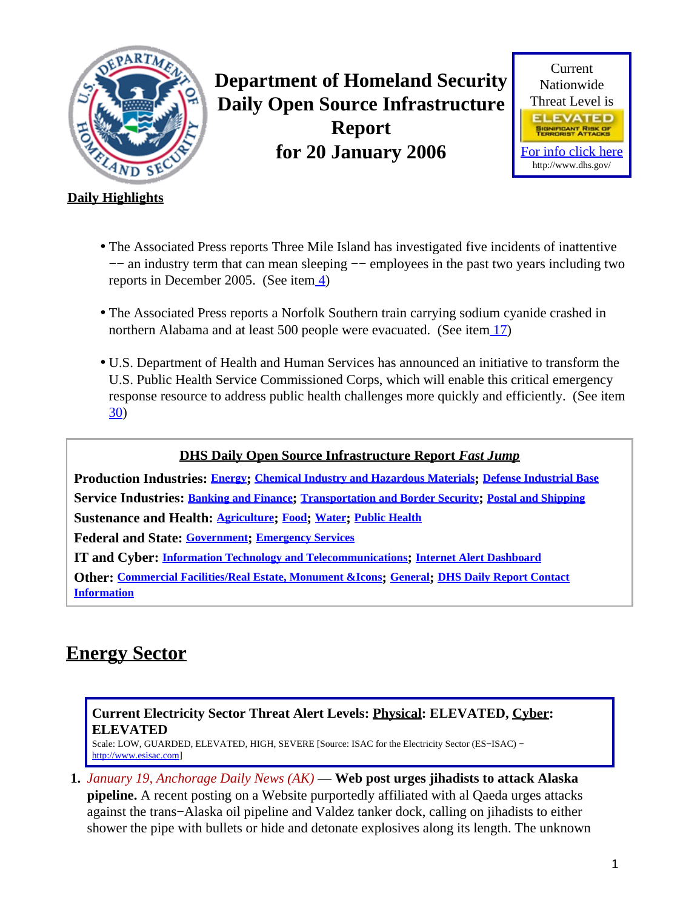# Department of Homeland Security Daily Open Source Infrastructure Report for 20 January 2006

Current Nationwide Threat Level is

**ELEVATED**
SIGNIFICANT RISK OF TERRORIST ATTACKS

For info click here
http://www.dhs.gov/

**Daily Highlights**

- The Associated Press reports Three Mile Island has investigated five incidents of inattentive −− an industry term that can mean sleeping −− employees in the past two years including two reports in December 2005. (See item 4)
- The Associated Press reports a Norfolk Southern train carrying sodium cyanide crashed in northern Alabama and at least 500 people were evacuated. (See item 17)
- U.S. Department of Health and Human Services has announced an initiative to transform the U.S. Public Health Service Commissioned Corps, which will enable this critical emergency response resource to address public health challenges more quickly and efficiently. (See item 30)

**DHS Daily Open Source Infrastructure Report *Fast Jump***

**Production Industries:** Energy; Chemical Industry and Hazardous Materials; Defense Industrial Base

**Service Industries:** Banking and Finance; Transportation and Border Security; Postal and Shipping

**Sustenance and Health:** Agriculture; Food; Water; Public Health

**Federal and State:** Government; Emergency Services

**IT and Cyber:** Information Technology and Telecommunications; Internet Alert Dashboard

**Other:** Commercial Facilities/Real Estate, Monument &Icons; General; DHS Daily Report Contact Information

## Energy Sector

**Current Electricity Sector Threat Alert Levels: Physical: ELEVATED, Cyber: ELEVATED**

Scale: LOW, GUARDED, ELEVATED, HIGH, SEVERE [Source: ISAC for the Electricity Sector (ES−ISAC) − http://www.esisac.com]

1. *January 19, Anchorage Daily News (AK)* — **Web post urges jihadists to attack Alaska pipeline.** A recent posting on a Website purportedly affiliated with al Qaeda urges attacks against the trans−Alaska oil pipeline and Valdez tanker dock, calling on jihadists to either shower the pipe with bullets or hide and detonate explosives along its length. The unknown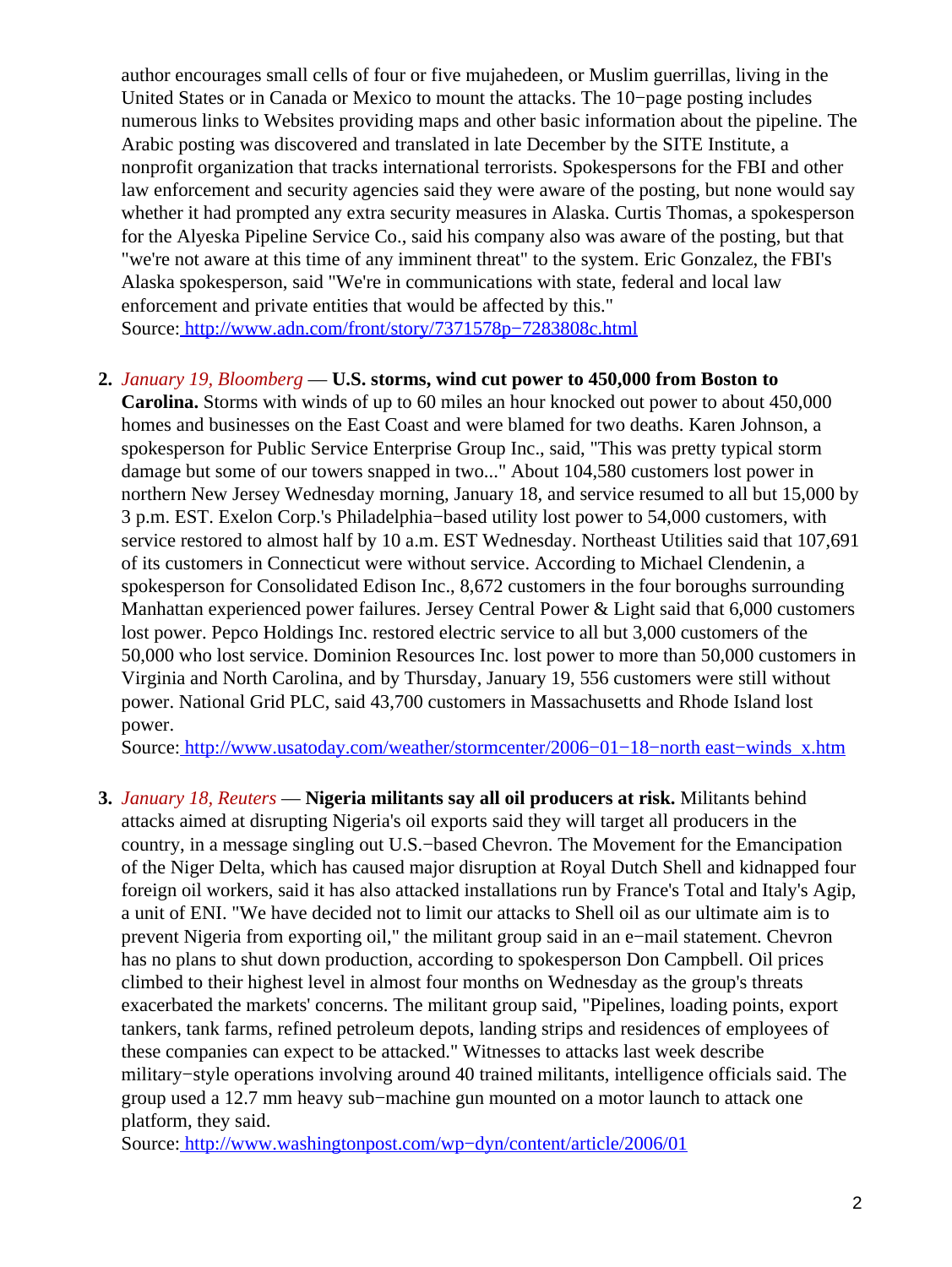author encourages small cells of four or five mujahedeen, or Muslim guerrillas, living in the United States or in Canada or Mexico to mount the attacks. The 10−page posting includes numerous links to Websites providing maps and other basic information about the pipeline. The Arabic posting was discovered and translated in late December by the SITE Institute, a nonprofit organization that tracks international terrorists. Spokespersons for the FBI and other law enforcement and security agencies said they were aware of the posting, but none would say whether it had prompted any extra security measures in Alaska. Curtis Thomas, a spokesperson for the Alyeska Pipeline Service Co., said his company also was aware of the posting, but that "we're not aware at this time of any imminent threat" to the system. Eric Gonzalez, the FBI's Alaska spokesperson, said "We're in communications with state, federal and local law enforcement and private entities that would be affected by this."
Source: http://www.adn.com/front/story/7371578p−7283808c.html

2. *January 19, Bloomberg* — **U.S. storms, wind cut power to 450,000 from Boston to Carolina.** Storms with winds of up to 60 miles an hour knocked out power to about 450,000 homes and businesses on the East Coast and were blamed for two deaths. Karen Johnson, a spokesperson for Public Service Enterprise Group Inc., said, "This was pretty typical storm damage but some of our towers snapped in two..." About 104,580 customers lost power in northern New Jersey Wednesday morning, January 18, and service resumed to all but 15,000 by 3 p.m. EST. Exelon Corp.'s Philadelphia−based utility lost power to 54,000 customers, with service restored to almost half by 10 a.m. EST Wednesday. Northeast Utilities said that 107,691 of its customers in Connecticut were without service. According to Michael Clendenin, a spokesperson for Consolidated Edison Inc., 8,672 customers in the four boroughs surrounding Manhattan experienced power failures. Jersey Central Power & Light said that 6,000 customers lost power. Pepco Holdings Inc. restored electric service to all but 3,000 customers of the 50,000 who lost service. Dominion Resources Inc. lost power to more than 50,000 customers in Virginia and North Carolina, and by Thursday, January 19, 556 customers were still without power. National Grid PLC, said 43,700 customers in Massachusetts and Rhode Island lost power.
Source: http://www.usatoday.com/weather/stormcenter/2006−01−18−north east−winds_x.htm

3. *January 18, Reuters* — **Nigeria militants say all oil producers at risk.** Militants behind attacks aimed at disrupting Nigeria's oil exports said they will target all producers in the country, in a message singling out U.S.−based Chevron. The Movement for the Emancipation of the Niger Delta, which has caused major disruption at Royal Dutch Shell and kidnapped four foreign oil workers, said it has also attacked installations run by France's Total and Italy's Agip, a unit of ENI. "We have decided not to limit our attacks to Shell oil as our ultimate aim is to prevent Nigeria from exporting oil," the militant group said in an e−mail statement. Chevron has no plans to shut down production, according to spokesperson Don Campbell. Oil prices climbed to their highest level in almost four months on Wednesday as the group's threats exacerbated the markets' concerns. The militant group said, "Pipelines, loading points, export tankers, tank farms, refined petroleum depots, landing strips and residences of employees of these companies can expect to be attacked." Witnesses to attacks last week describe military−style operations involving around 40 trained militants, intelligence officials said. The group used a 12.7 mm heavy sub−machine gun mounted on a motor launch to attack one platform, they said.
Source: http://www.washingtonpost.com/wp−dyn/content/article/2006/01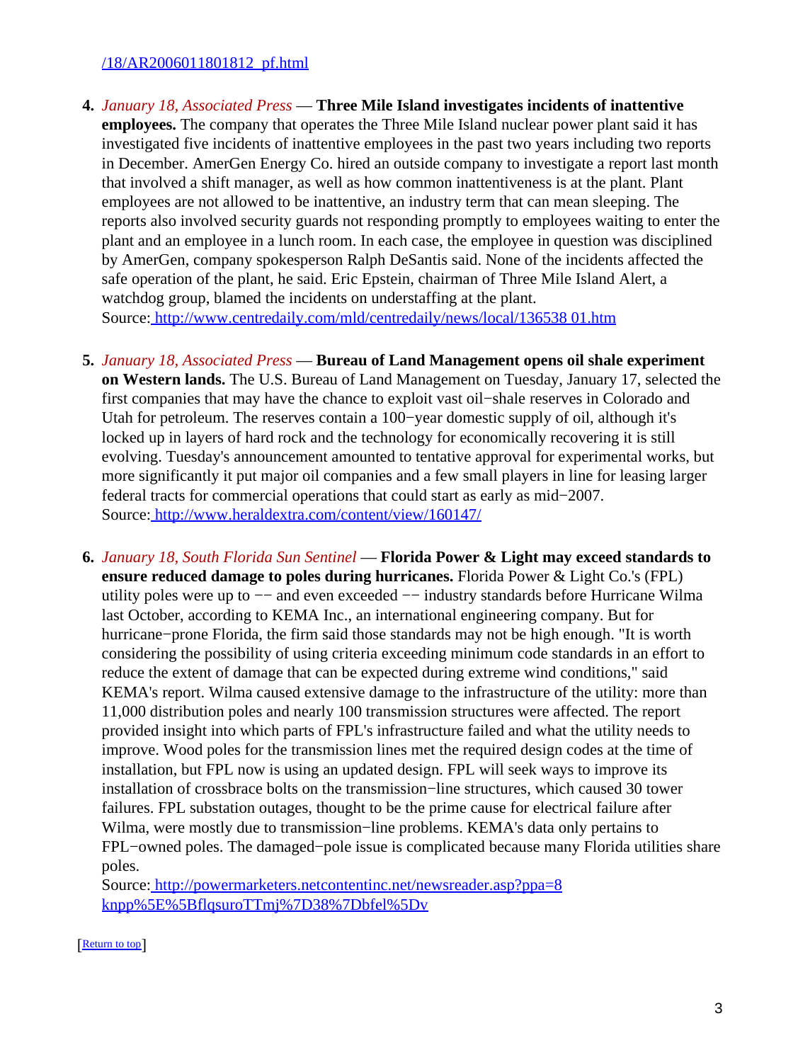[/18/AR2006011801812_pf.html](/18/AR2006011801812_pf.html)

4. *January 18, Associated Press* — **Three Mile Island investigates incidents of inattentive employees.** The company that operates the Three Mile Island nuclear power plant said it has investigated five incidents of inattentive employees in the past two years including two reports in December. AmerGen Energy Co. hired an outside company to investigate a report last month that involved a shift manager, as well as how common inattentiveness is at the plant. Plant employees are not allowed to be inattentive, an industry term that can mean sleeping. The reports also involved security guards not responding promptly to employees waiting to enter the plant and an employee in a lunch room. In each case, the employee in question was disciplined by AmerGen, company spokesperson Ralph DeSantis said. None of the incidents affected the safe operation of the plant, he said. Eric Epstein, chairman of Three Mile Island Alert, a watchdog group, blamed the incidents on understaffing at the plant.
Source: [http://www.centredaily.com/mld/centredaily/news/local/136538 01.htm](http://www.centredaily.com/mld/centredaily/news/local/13653801.htm)

5. *January 18, Associated Press* — **Bureau of Land Management opens oil shale experiment on Western lands.** The U.S. Bureau of Land Management on Tuesday, January 17, selected the first companies that may have the chance to exploit vast oil−shale reserves in Colorado and Utah for petroleum. The reserves contain a 100−year domestic supply of oil, although it's locked up in layers of hard rock and the technology for economically recovering it is still evolving. Tuesday's announcement amounted to tentative approval for experimental works, but more significantly it put major oil companies and a few small players in line for leasing larger federal tracts for commercial operations that could start as early as mid−2007.
Source: [http://www.heraldextra.com/content/view/160147/](http://www.heraldextra.com/content/view/160147/)

6. *January 18, South Florida Sun Sentinel* — **Florida Power & Light may exceed standards to ensure reduced damage to poles during hurricanes.** Florida Power & Light Co.'s (FPL) utility poles were up to −− and even exceeded −− industry standards before Hurricane Wilma last October, according to KEMA Inc., an international engineering company. But for hurricane−prone Florida, the firm said those standards may not be high enough. "It is worth considering the possibility of using criteria exceeding minimum code standards in an effort to reduce the extent of damage that can be expected during extreme wind conditions," said KEMA's report. Wilma caused extensive damage to the infrastructure of the utility: more than 11,000 distribution poles and nearly 100 transmission structures were affected. The report provided insight into which parts of FPL's infrastructure failed and what the utility needs to improve. Wood poles for the transmission lines met the required design codes at the time of installation, but FPL now is using an updated design. FPL will seek ways to improve its installation of crossbrace bolts on the transmission−line structures, which caused 30 tower failures. FPL substation outages, thought to be the prime cause for electrical failure after Wilma, were mostly due to transmission−line problems. KEMA's data only pertains to FPL−owned poles. The damaged−pole issue is complicated because many Florida utilities share poles.
Source: [http://powermarketers.netcontentinc.net/newsreader.asp?ppa=8knpp%5E%5BflqsuroTTmj%7D38%7Dbfel%5Dv](http://powermarketers.netcontentinc.net/newsreader.asp?ppa=8knpp%5E%5BflqsuroTTmj%7D38%7Dbfel%5Dv)

[Return to top]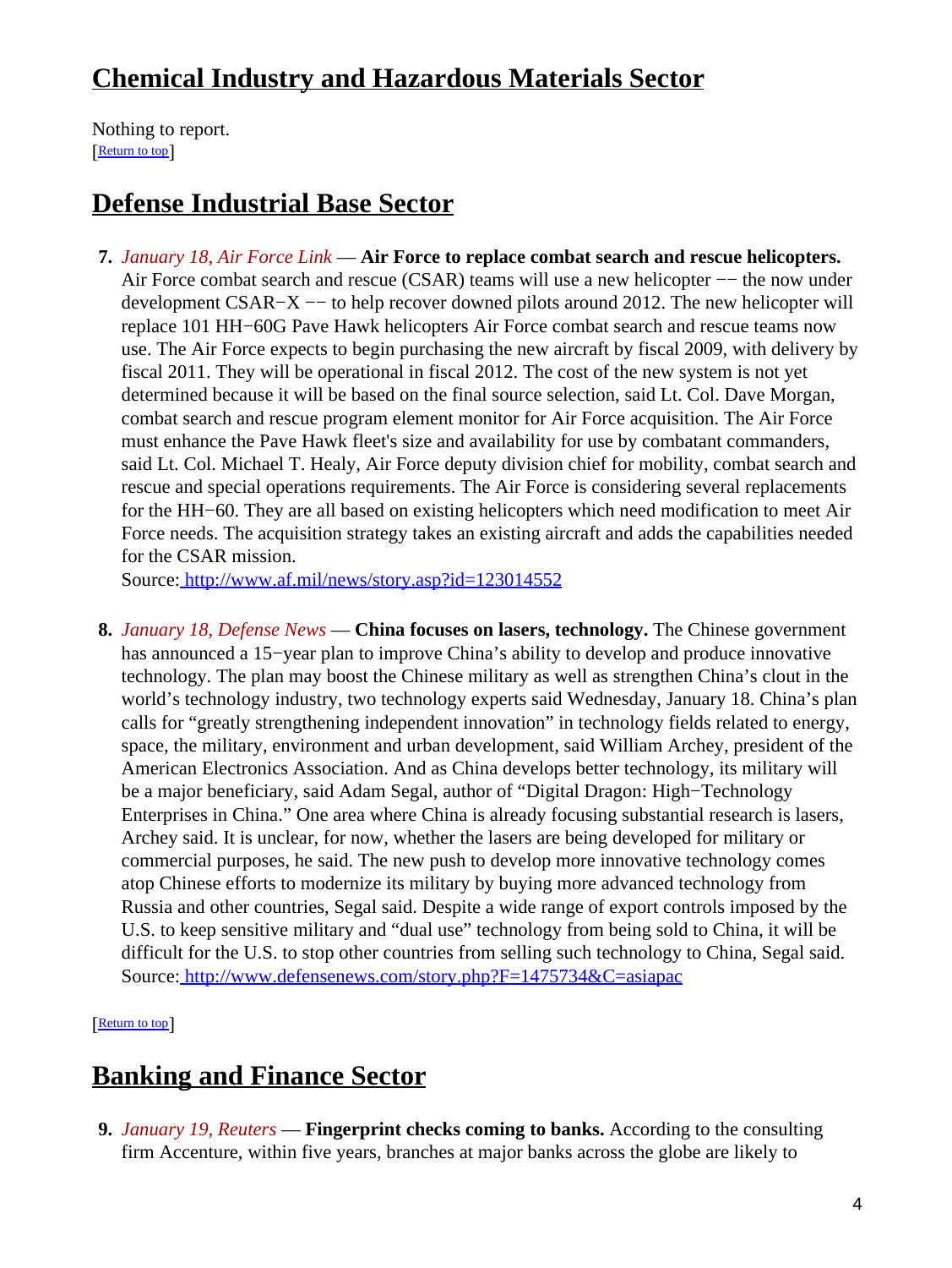## Chemical Industry and Hazardous Materials Sector

Nothing to report.
[Return to top]

## Defense Industrial Base Sector

7. *January 18, Air Force Link* — **Air Force to replace combat search and rescue helicopters.** Air Force combat search and rescue (CSAR) teams will use a new helicopter −− the now under development CSAR−X −− to help recover downed pilots around 2012. The new helicopter will replace 101 HH−60G Pave Hawk helicopters Air Force combat search and rescue teams now use. The Air Force expects to begin purchasing the new aircraft by fiscal 2009, with delivery by fiscal 2011. They will be operational in fiscal 2012. The cost of the new system is not yet determined because it will be based on the final source selection, said Lt. Col. Dave Morgan, combat search and rescue program element monitor for Air Force acquisition. The Air Force must enhance the Pave Hawk fleet's size and availability for use by combatant commanders, said Lt. Col. Michael T. Healy, Air Force deputy division chief for mobility, combat search and rescue and special operations requirements. The Air Force is considering several replacements for the HH−60. They are all based on existing helicopters which need modification to meet Air Force needs. The acquisition strategy takes an existing aircraft and adds the capabilities needed for the CSAR mission.
Source: http://www.af.mil/news/story.asp?id=123014552

8. *January 18, Defense News* — **China focuses on lasers, technology.** The Chinese government has announced a 15−year plan to improve China's ability to develop and produce innovative technology. The plan may boost the Chinese military as well as strengthen China's clout in the world's technology industry, two technology experts said Wednesday, January 18. China's plan calls for "greatly strengthening independent innovation" in technology fields related to energy, space, the military, environment and urban development, said William Archey, president of the American Electronics Association. And as China develops better technology, its military will be a major beneficiary, said Adam Segal, author of "Digital Dragon: High−Technology Enterprises in China." One area where China is already focusing substantial research is lasers, Archey said. It is unclear, for now, whether the lasers are being developed for military or commercial purposes, he said. The new push to develop more innovative technology comes atop Chinese efforts to modernize its military by buying more advanced technology from Russia and other countries, Segal said. Despite a wide range of export controls imposed by the U.S. to keep sensitive military and "dual use" technology from being sold to China, it will be difficult for the U.S. to stop other countries from selling such technology to China, Segal said.
Source: http://www.defensenews.com/story.php?F=1475734&C=asiapac

[Return to top]

## Banking and Finance Sector

9. *January 19, Reuters* — **Fingerprint checks coming to banks.** According to the consulting firm Accenture, within five years, branches at major banks across the globe are likely to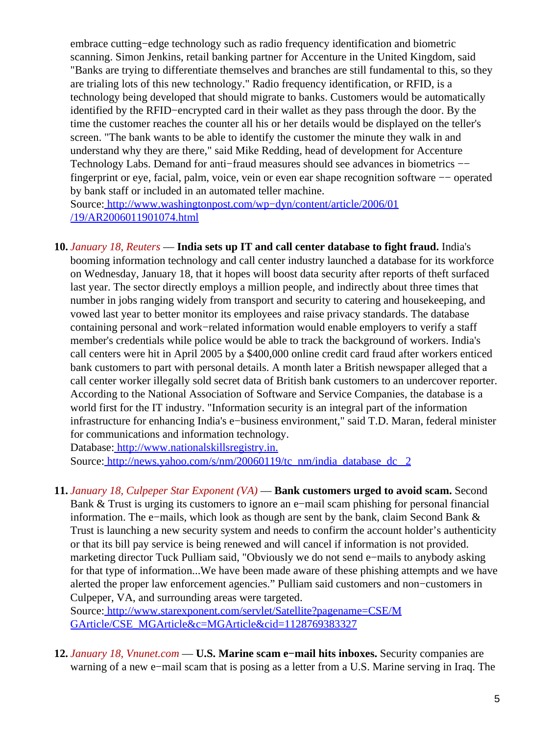embrace cutting−edge technology such as radio frequency identification and biometric scanning. Simon Jenkins, retail banking partner for Accenture in the United Kingdom, said "Banks are trying to differentiate themselves and branches are still fundamental to this, so they are trialing lots of this new technology." Radio frequency identification, or RFID, is a technology being developed that should migrate to banks. Customers would be automatically identified by the RFID−encrypted card in their wallet as they pass through the door. By the time the customer reaches the counter all his or her details would be displayed on the teller's screen. "The bank wants to be able to identify the customer the minute they walk in and understand why they are there," said Mike Redding, head of development for Accenture Technology Labs. Demand for anti−fraud measures should see advances in biometrics −− fingerprint or eye, facial, palm, voice, vein or even ear shape recognition software −− operated by bank staff or included in an automated teller machine.
Source: http://www.washingtonpost.com/wp−dyn/content/article/2006/01/19/AR2006011901074.html

10. *January 18, Reuters* — **India sets up IT and call center database to fight fraud.** India's booming information technology and call center industry launched a database for its workforce on Wednesday, January 18, that it hopes will boost data security after reports of theft surfaced last year. The sector directly employs a million people, and indirectly about three times that number in jobs ranging widely from transport and security to catering and housekeeping, and vowed last year to better monitor its employees and raise privacy standards. The database containing personal and work−related information would enable employers to verify a staff member's credentials while police would be able to track the background of workers. India's call centers were hit in April 2005 by a $400,000 online credit card fraud after workers enticed bank customers to part with personal details. A month later a British newspaper alleged that a call center worker illegally sold secret data of British bank customers to an undercover reporter. According to the National Association of Software and Service Companies, the database is a world first for the IT industry. "Information security is an integral part of the information infrastructure for enhancing India's e−business environment," said T.D. Maran, federal minister for communications and information technology.
Database: http://www.nationalskillsregistry.in.
Source: http://news.yahoo.com/s/nm/20060119/tc_nm/india_database_dc__2

11. *January 18, Culpeper Star Exponent (VA)* — **Bank customers urged to avoid scam.** Second Bank & Trust is urging its customers to ignore an e−mail scam phishing for personal financial information. The e−mails, which look as though are sent by the bank, claim Second Bank & Trust is launching a new security system and needs to confirm the account holder's authenticity or that its bill pay service is being renewed and will cancel if information is not provided. marketing director Tuck Pulliam said, "Obviously we do not send e−mails to anybody asking for that type of information...We have been made aware of these phishing attempts and we have alerted the proper law enforcement agencies." Pulliam said customers and non−customers in Culpeper, VA, and surrounding areas were targeted.
Source: http://www.starexponent.com/servlet/Satellite?pagename=CSE/MGArticle/CSE_MGArticle&c=MGArticle&cid=1128769383327

12. *January 18, Vnunet.com* — **U.S. Marine scam e−mail hits inboxes.** Security companies are warning of a new e−mail scam that is posing as a letter from a U.S. Marine serving in Iraq. The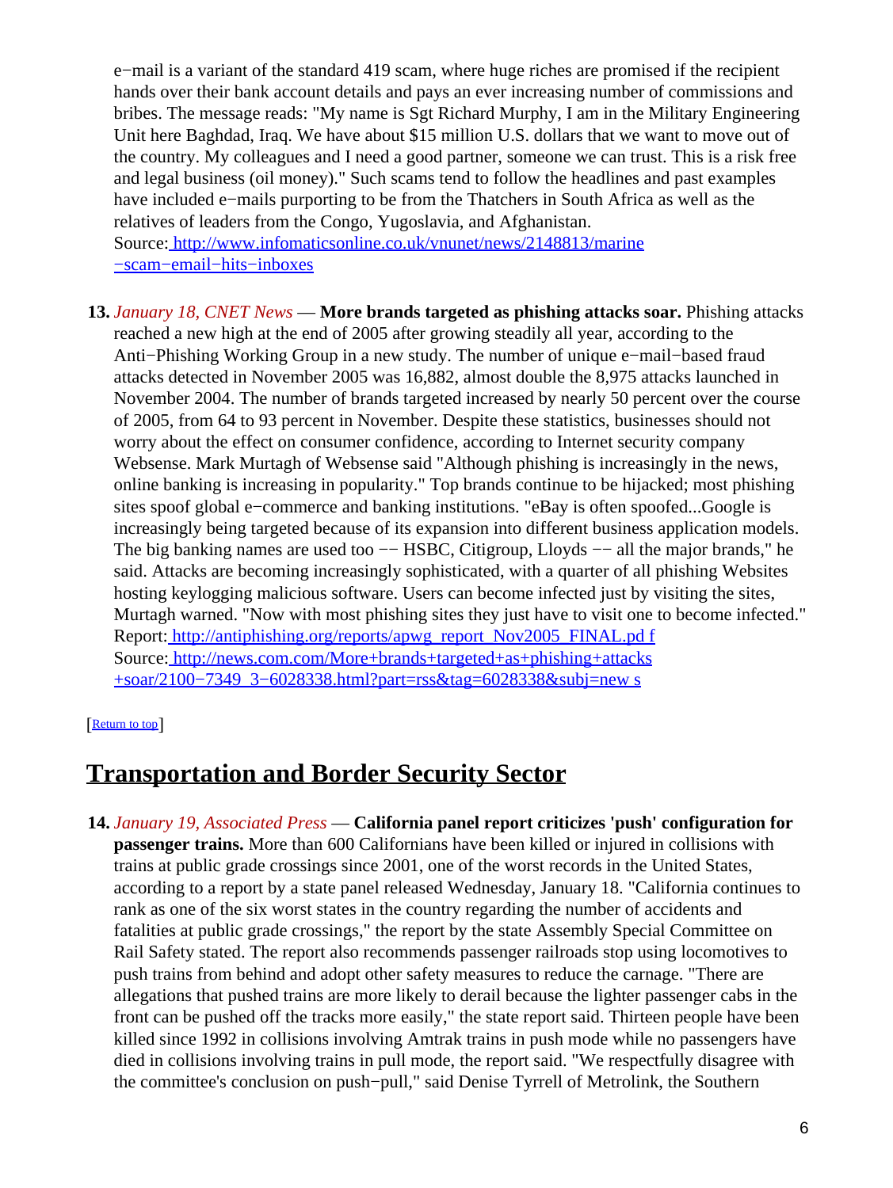e−mail is a variant of the standard 419 scam, where huge riches are promised if the recipient hands over their bank account details and pays an ever increasing number of commissions and bribes. The message reads: "My name is Sgt Richard Murphy, I am in the Military Engineering Unit here Baghdad, Iraq. We have about $15 million U.S. dollars that we want to move out of the country. My colleagues and I need a good partner, someone we can trust. This is a risk free and legal business (oil money)." Such scams tend to follow the headlines and past examples have included e−mails purporting to be from the Thatchers in South Africa as well as the relatives of leaders from the Congo, Yugoslavia, and Afghanistan.
Source: [http://www.infomaticsonline.co.uk/vnunet/news/2148813/marine−scam−email−hits−inboxes](http://www.infomaticsonline.co.uk/vnunet/news/2148813/marine−scam−email−hits−inboxes)

13. *January 18, CNET News* — **More brands targeted as phishing attacks soar.** Phishing attacks reached a new high at the end of 2005 after growing steadily all year, according to the Anti−Phishing Working Group in a new study. The number of unique e−mail−based fraud attacks detected in November 2005 was 16,882, almost double the 8,975 attacks launched in November 2004. The number of brands targeted increased by nearly 50 percent over the course of 2005, from 64 to 93 percent in November. Despite these statistics, businesses should not worry about the effect on consumer confidence, according to Internet security company Websense. Mark Murtagh of Websense said "Although phishing is increasingly in the news, online banking is increasing in popularity." Top brands continue to be hijacked; most phishing sites spoof global e−commerce and banking institutions. "eBay is often spoofed...Google is increasingly being targeted because of its expansion into different business application models. The big banking names are used too −− HSBC, Citigroup, Lloyds −− all the major brands," he said. Attacks are becoming increasingly sophisticated, with a quarter of all phishing Websites hosting keylogging malicious software. Users can become infected just by visiting the sites, Murtagh warned. "Now with most phishing sites they just have to visit one to become infected."
Report: [http://antiphishing.org/reports/apwg_report_Nov2005_FINAL.pdf](http://antiphishing.org/reports/apwg_report_Nov2005_FINAL.pdf)
Source: [http://news.com.com/More+brands+targeted+as+phishing+attacks+soar/2100−7349_3−6028338.html?part=rss&tag=6028338&subj=news](http://news.com.com/More+brands+targeted+as+phishing+attacks+soar/2100−7349_3−6028338.html?part=rss&tag=6028338&subj=news)

[Return to top]

## Transportation and Border Security Sector

14. *January 19, Associated Press* — **California panel report criticizes 'push' configuration for passenger trains.** More than 600 Californians have been killed or injured in collisions with trains at public grade crossings since 2001, one of the worst records in the United States, according to a report by a state panel released Wednesday, January 18. "California continues to rank as one of the six worst states in the country regarding the number of accidents and fatalities at public grade crossings," the report by the state Assembly Special Committee on Rail Safety stated. The report also recommends passenger railroads stop using locomotives to push trains from behind and adopt other safety measures to reduce the carnage. "There are allegations that pushed trains are more likely to derail because the lighter passenger cabs in the front can be pushed off the tracks more easily," the state report said. Thirteen people have been killed since 1992 in collisions involving Amtrak trains in push mode while no passengers have died in collisions involving trains in pull mode, the report said. "We respectfully disagree with the committee's conclusion on push−pull," said Denise Tyrrell of Metrolink, the Southern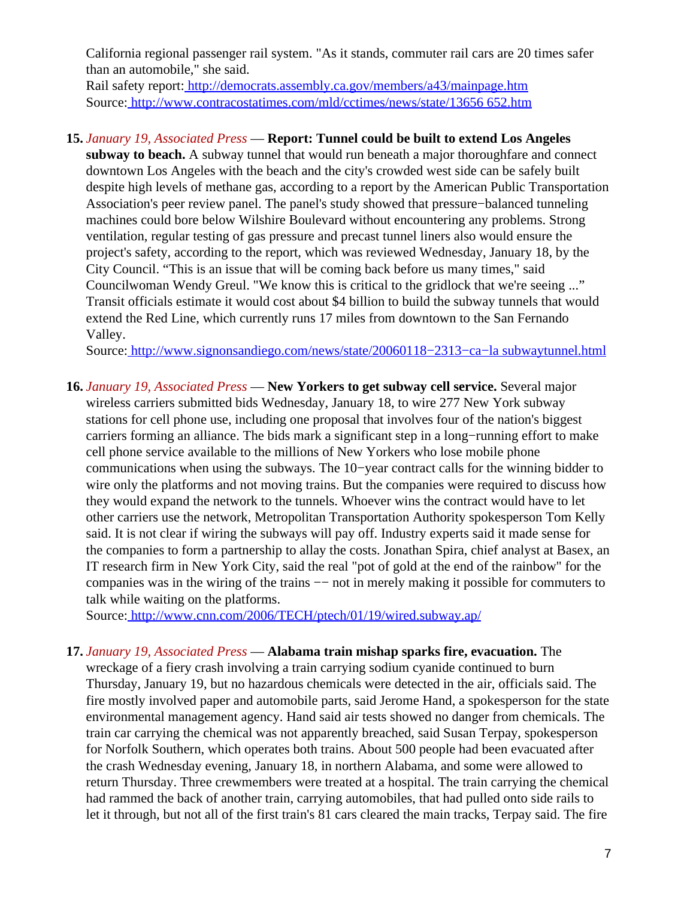California regional passenger rail system. "As it stands, commuter rail cars are 20 times safer than an automobile," she said.
Rail safety report: http://democrats.assembly.ca.gov/members/a43/mainpage.htm
Source: http://www.contracostatimes.com/mld/cctimes/news/state/13656 652.htm

15. *January 19, Associated Press* — **Report: Tunnel could be built to extend Los Angeles subway to beach.** A subway tunnel that would run beneath a major thoroughfare and connect downtown Los Angeles with the beach and the city's crowded west side can be safely built despite high levels of methane gas, according to a report by the American Public Transportation Association's peer review panel. The panel's study showed that pressure−balanced tunneling machines could bore below Wilshire Boulevard without encountering any problems. Strong ventilation, regular testing of gas pressure and precast tunnel liners also would ensure the project's safety, according to the report, which was reviewed Wednesday, January 18, by the City Council. "This is an issue that will be coming back before us many times," said Councilwoman Wendy Greul. "We know this is critical to the gridlock that we're seeing ..." Transit officials estimate it would cost about $4 billion to build the subway tunnels that would extend the Red Line, which currently runs 17 miles from downtown to the San Fernando Valley.
Source: http://www.signonsandiego.com/news/state/20060118−2313−ca−la subwaytunnel.html

16. *January 19, Associated Press* — **New Yorkers to get subway cell service.** Several major wireless carriers submitted bids Wednesday, January 18, to wire 277 New York subway stations for cell phone use, including one proposal that involves four of the nation's biggest carriers forming an alliance. The bids mark a significant step in a long−running effort to make cell phone service available to the millions of New Yorkers who lose mobile phone communications when using the subways. The 10−year contract calls for the winning bidder to wire only the platforms and not moving trains. But the companies were required to discuss how they would expand the network to the tunnels. Whoever wins the contract would have to let other carriers use the network, Metropolitan Transportation Authority spokesperson Tom Kelly said. It is not clear if wiring the subways will pay off. Industry experts said it made sense for the companies to form a partnership to allay the costs. Jonathan Spira, chief analyst at Basex, an IT research firm in New York City, said the real "pot of gold at the end of the rainbow" for the companies was in the wiring of the trains −− not in merely making it possible for commuters to talk while waiting on the platforms.
Source: http://www.cnn.com/2006/TECH/ptech/01/19/wired.subway.ap/

17. *January 19, Associated Press* — **Alabama train mishap sparks fire, evacuation.** The wreckage of a fiery crash involving a train carrying sodium cyanide continued to burn Thursday, January 19, but no hazardous chemicals were detected in the air, officials said. The fire mostly involved paper and automobile parts, said Jerome Hand, a spokesperson for the state environmental management agency. Hand said air tests showed no danger from chemicals. The train car carrying the chemical was not apparently breached, said Susan Terpay, spokesperson for Norfolk Southern, which operates both trains. About 500 people had been evacuated after the crash Wednesday evening, January 18, in northern Alabama, and some were allowed to return Thursday. Three crewmembers were treated at a hospital. The train carrying the chemical had rammed the back of another train, carrying automobiles, that had pulled onto side rails to let it through, but not all of the first train's 81 cars cleared the main tracks, Terpay said. The fire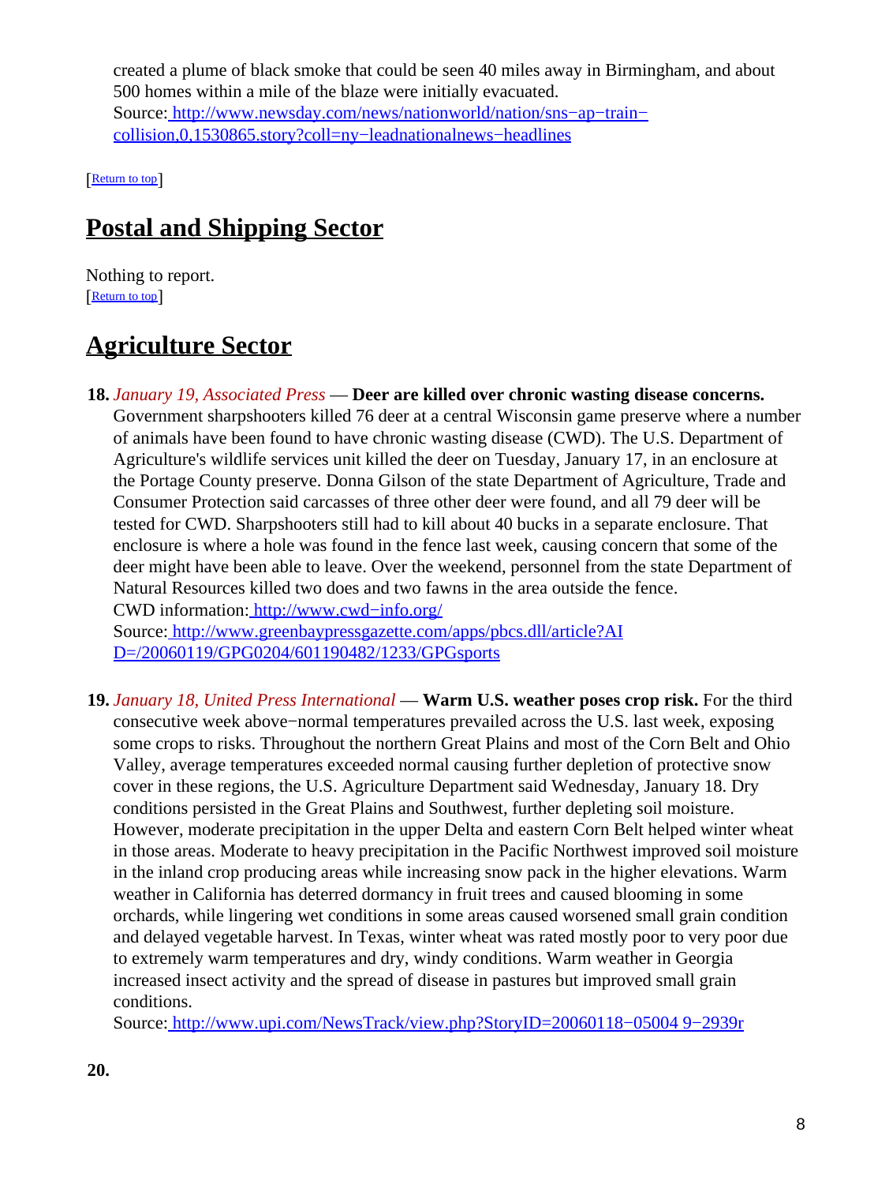created a plume of black smoke that could be seen 40 miles away in Birmingham, and about 500 homes within a mile of the blaze were initially evacuated.
Source: http://www.newsday.com/news/nationworld/nation/sns−ap−train−collision,0,1530865.story?coll=ny−leadnationalnews−headlines

[Return to top]

## Postal and Shipping Sector

Nothing to report.
[Return to top]

## Agriculture Sector

**18.** *January 19, Associated Press* — **Deer are killed over chronic wasting disease concerns.** Government sharpshooters killed 76 deer at a central Wisconsin game preserve where a number of animals have been found to have chronic wasting disease (CWD). The U.S. Department of Agriculture's wildlife services unit killed the deer on Tuesday, January 17, in an enclosure at the Portage County preserve. Donna Gilson of the state Department of Agriculture, Trade and Consumer Protection said carcasses of three other deer were found, and all 79 deer will be tested for CWD. Sharpshooters still had to kill about 40 bucks in a separate enclosure. That enclosure is where a hole was found in the fence last week, causing concern that some of the deer might have been able to leave. Over the weekend, personnel from the state Department of Natural Resources killed two does and two fawns in the area outside the fence.
CWD information: http://www.cwd−info.org/
Source: http://www.greenbaypressgazette.com/apps/pbcs.dll/article?AID=/20060119/GPG0204/601190482/1233/GPGsports

**19.** *January 18, United Press International* — **Warm U.S. weather poses crop risk.** For the third consecutive week above−normal temperatures prevailed across the U.S. last week, exposing some crops to risks. Throughout the northern Great Plains and most of the Corn Belt and Ohio Valley, average temperatures exceeded normal causing further depletion of protective snow cover in these regions, the U.S. Agriculture Department said Wednesday, January 18. Dry conditions persisted in the Great Plains and Southwest, further depleting soil moisture. However, moderate precipitation in the upper Delta and eastern Corn Belt helped winter wheat in those areas. Moderate to heavy precipitation in the Pacific Northwest improved soil moisture in the inland crop producing areas while increasing snow pack in the higher elevations. Warm weather in California has deterred dormancy in fruit trees and caused blooming in some orchards, while lingering wet conditions in some areas caused worsened small grain condition and delayed vegetable harvest. In Texas, winter wheat was rated mostly poor to very poor due to extremely warm temperatures and dry, windy conditions. Warm weather in Georgia increased insect activity and the spread of disease in pastures but improved small grain conditions.
Source: http://www.upi.com/NewsTrack/view.php?StoryID=20060118−050049−2939r

**20.**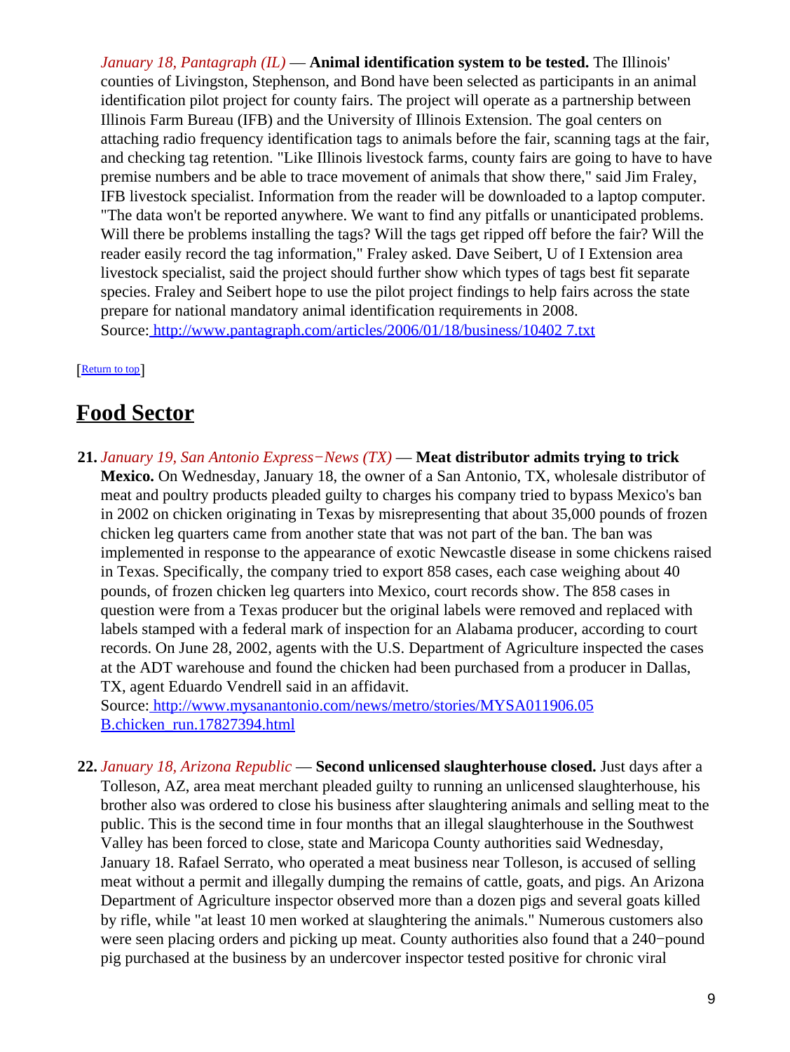*January 18, Pantagraph (IL)* — **Animal identification system to be tested.** The Illinois' counties of Livingston, Stephenson, and Bond have been selected as participants in an animal identification pilot project for county fairs. The project will operate as a partnership between Illinois Farm Bureau (IFB) and the University of Illinois Extension. The goal centers on attaching radio frequency identification tags to animals before the fair, scanning tags at the fair, and checking tag retention. "Like Illinois livestock farms, county fairs are going to have to have premise numbers and be able to trace movement of animals that show there," said Jim Fraley, IFB livestock specialist. Information from the reader will be downloaded to a laptop computer. "The data won't be reported anywhere. We want to find any pitfalls or unanticipated problems. Will there be problems installing the tags? Will the tags get ripped off before the fair? Will the reader easily record the tag information," Fraley asked. Dave Seibert, U of I Extension area livestock specialist, said the project should further show which types of tags best fit separate species. Fraley and Seibert hope to use the pilot project findings to help fairs across the state prepare for national mandatory animal identification requirements in 2008.
Source: http://www.pantagraph.com/articles/2006/01/18/business/10402 7.txt

[Return to top]

# Food Sector

21. *January 19, San Antonio Express−News (TX)* — **Meat distributor admits trying to trick Mexico.** On Wednesday, January 18, the owner of a San Antonio, TX, wholesale distributor of meat and poultry products pleaded guilty to charges his company tried to bypass Mexico's ban in 2002 on chicken originating in Texas by misrepresenting that about 35,000 pounds of frozen chicken leg quarters came from another state that was not part of the ban. The ban was implemented in response to the appearance of exotic Newcastle disease in some chickens raised in Texas. Specifically, the company tried to export 858 cases, each case weighing about 40 pounds, of frozen chicken leg quarters into Mexico, court records show. The 858 cases in question were from a Texas producer but the original labels were removed and replaced with labels stamped with a federal mark of inspection for an Alabama producer, according to court records. On June 28, 2002, agents with the U.S. Department of Agriculture inspected the cases at the ADT warehouse and found the chicken had been purchased from a producer in Dallas, TX, agent Eduardo Vendrell said in an affidavit.
Source: http://www.mysanantonio.com/news/metro/stories/MYSA011906.05 B.chicken_run.17827394.html

22. *January 18, Arizona Republic* — **Second unlicensed slaughterhouse closed.** Just days after a Tolleson, AZ, area meat merchant pleaded guilty to running an unlicensed slaughterhouse, his brother also was ordered to close his business after slaughtering animals and selling meat to the public. This is the second time in four months that an illegal slaughterhouse in the Southwest Valley has been forced to close, state and Maricopa County authorities said Wednesday, January 18. Rafael Serrato, who operated a meat business near Tolleson, is accused of selling meat without a permit and illegally dumping the remains of cattle, goats, and pigs. An Arizona Department of Agriculture inspector observed more than a dozen pigs and several goats killed by rifle, while "at least 10 men worked at slaughtering the animals." Numerous customers also were seen placing orders and picking up meat. County authorities also found that a 240−pound pig purchased at the business by an undercover inspector tested positive for chronic viral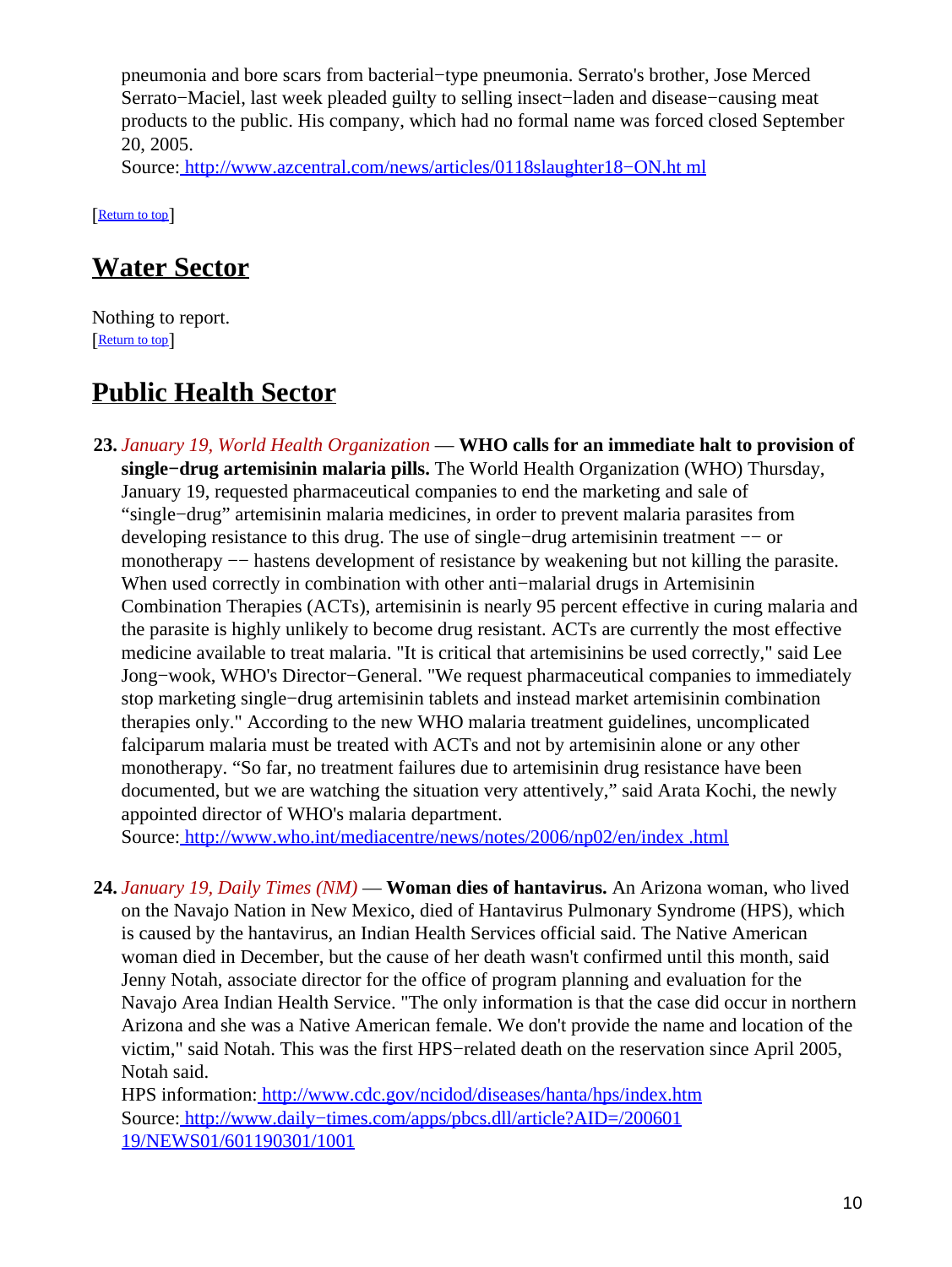pneumonia and bore scars from bacterial−type pneumonia. Serrato's brother, Jose Merced Serrato−Maciel, last week pleaded guilty to selling insect−laden and disease−causing meat products to the public. His company, which had no formal name was forced closed September 20, 2005.
Source: http://www.azcentral.com/news/articles/0118slaughter18−ON.ht ml

[Return to top]

## Water Sector

Nothing to report.
[Return to top]

## Public Health Sector

23. *January 19, World Health Organization* — **WHO calls for an immediate halt to provision of single−drug artemisinin malaria pills.** The World Health Organization (WHO) Thursday, January 19, requested pharmaceutical companies to end the marketing and sale of "single−drug" artemisinin malaria medicines, in order to prevent malaria parasites from developing resistance to this drug. The use of single−drug artemisinin treatment −− or monotherapy −− hastens development of resistance by weakening but not killing the parasite. When used correctly in combination with other anti−malarial drugs in Artemisinin Combination Therapies (ACTs), artemisinin is nearly 95 percent effective in curing malaria and the parasite is highly unlikely to become drug resistant. ACTs are currently the most effective medicine available to treat malaria. "It is critical that artemisinins be used correctly," said Lee Jong−wook, WHO's Director−General. "We request pharmaceutical companies to immediately stop marketing single−drug artemisinin tablets and instead market artemisinin combination therapies only." According to the new WHO malaria treatment guidelines, uncomplicated falciparum malaria must be treated with ACTs and not by artemisinin alone or any other monotherapy. "So far, no treatment failures due to artemisinin drug resistance have been documented, but we are watching the situation very attentively," said Arata Kochi, the newly appointed director of WHO's malaria department.
Source: http://www.who.int/mediacentre/news/notes/2006/np02/en/index .html

24. *January 19, Daily Times (NM)* — **Woman dies of hantavirus.** An Arizona woman, who lived on the Navajo Nation in New Mexico, died of Hantavirus Pulmonary Syndrome (HPS), which is caused by the hantavirus, an Indian Health Services official said. The Native American woman died in December, but the cause of her death wasn't confirmed until this month, said Jenny Notah, associate director for the office of program planning and evaluation for the Navajo Area Indian Health Service. "The only information is that the case did occur in northern Arizona and she was a Native American female. We don't provide the name and location of the victim," said Notah. This was the first HPS−related death on the reservation since April 2005, Notah said.
HPS information: http://www.cdc.gov/ncidod/diseases/hanta/hps/index.htm
Source: http://www.daily−times.com/apps/pbcs.dll/article?AID=/200601 19/NEWS01/601190301/1001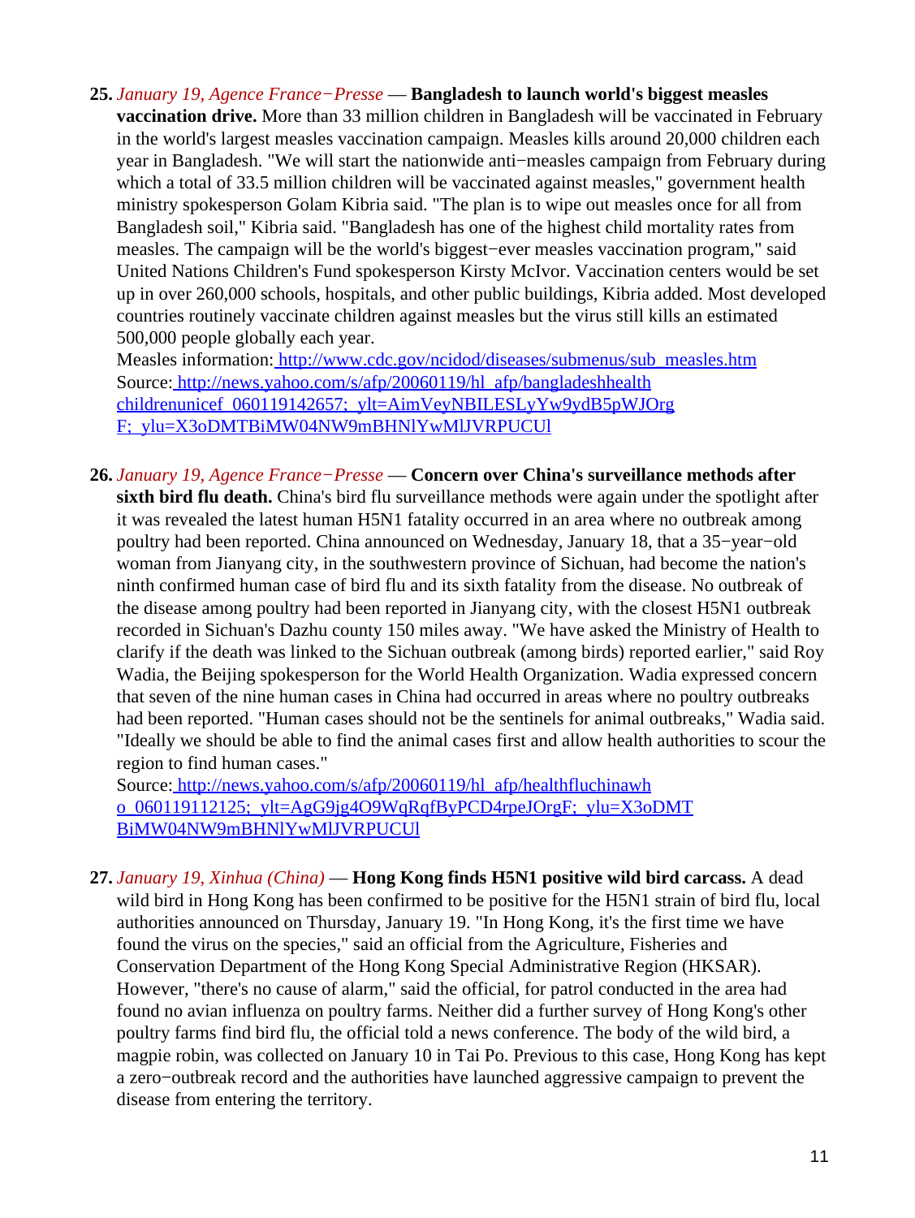**25.** *January 19, Agence France−Presse* — **Bangladesh to launch world's biggest measles vaccination drive.** More than 33 million children in Bangladesh will be vaccinated in February in the world's largest measles vaccination campaign. Measles kills around 20,000 children each year in Bangladesh. "We will start the nationwide anti−measles campaign from February during which a total of 33.5 million children will be vaccinated against measles," government health ministry spokesperson Golam Kibria said. "The plan is to wipe out measles once for all from Bangladesh soil," Kibria said. "Bangladesh has one of the highest child mortality rates from measles. The campaign will be the world's biggest−ever measles vaccination program," said United Nations Children's Fund spokesperson Kirsty McIvor. Vaccination centers would be set up in over 260,000 schools, hospitals, and other public buildings, Kibria added. Most developed countries routinely vaccinate children against measles but the virus still kills an estimated 500,000 people globally each year.
Measles information: http://www.cdc.gov/ncidod/diseases/submenus/sub_measles.htm
Source: http://news.yahoo.com/s/afp/20060119/hl_afp/bangladeshhealth childrenunicef_060119142657;_ylt=AimVeyNBILESLyYw9ydB5pWJOrg F;_ylu=X3oDMTBiMW04NW9mBHNlYwMlJVRPUCUl

**26.** *January 19, Agence France−Presse* — **Concern over China's surveillance methods after sixth bird flu death.** China's bird flu surveillance methods were again under the spotlight after it was revealed the latest human H5N1 fatality occurred in an area where no outbreak among poultry had been reported. China announced on Wednesday, January 18, that a 35−year−old woman from Jianyang city, in the southwestern province of Sichuan, had become the nation's ninth confirmed human case of bird flu and its sixth fatality from the disease. No outbreak of the disease among poultry had been reported in Jianyang city, with the closest H5N1 outbreak recorded in Sichuan's Dazhu county 150 miles away. "We have asked the Ministry of Health to clarify if the death was linked to the Sichuan outbreak (among birds) reported earlier," said Roy Wadia, the Beijing spokesperson for the World Health Organization. Wadia expressed concern that seven of the nine human cases in China had occurred in areas where no poultry outbreaks had been reported. "Human cases should not be the sentinels for animal outbreaks," Wadia said. "Ideally we should be able to find the animal cases first and allow health authorities to scour the region to find human cases."
Source: http://news.yahoo.com/s/afp/20060119/hl_afp/healthfluchinawh o_060119112125;_ylt=AgG9jg4O9WqRqfByPCD4rpeJOrgF;_ylu=X3oDMT BiMW04NW9mBHNlYwMlJVRPUCUl

**27.** *January 19, Xinhua (China)* — **Hong Kong finds H5N1 positive wild bird carcass.** A dead wild bird in Hong Kong has been confirmed to be positive for the H5N1 strain of bird flu, local authorities announced on Thursday, January 19. "In Hong Kong, it's the first time we have found the virus on the species," said an official from the Agriculture, Fisheries and Conservation Department of the Hong Kong Special Administrative Region (HKSAR). However, "there's no cause of alarm," said the official, for patrol conducted in the area had found no avian influenza on poultry farms. Neither did a further survey of Hong Kong's other poultry farms find bird flu, the official told a news conference. The body of the wild bird, a magpie robin, was collected on January 10 in Tai Po. Previous to this case, Hong Kong has kept a zero−outbreak record and the authorities have launched aggressive campaign to prevent the disease from entering the territory.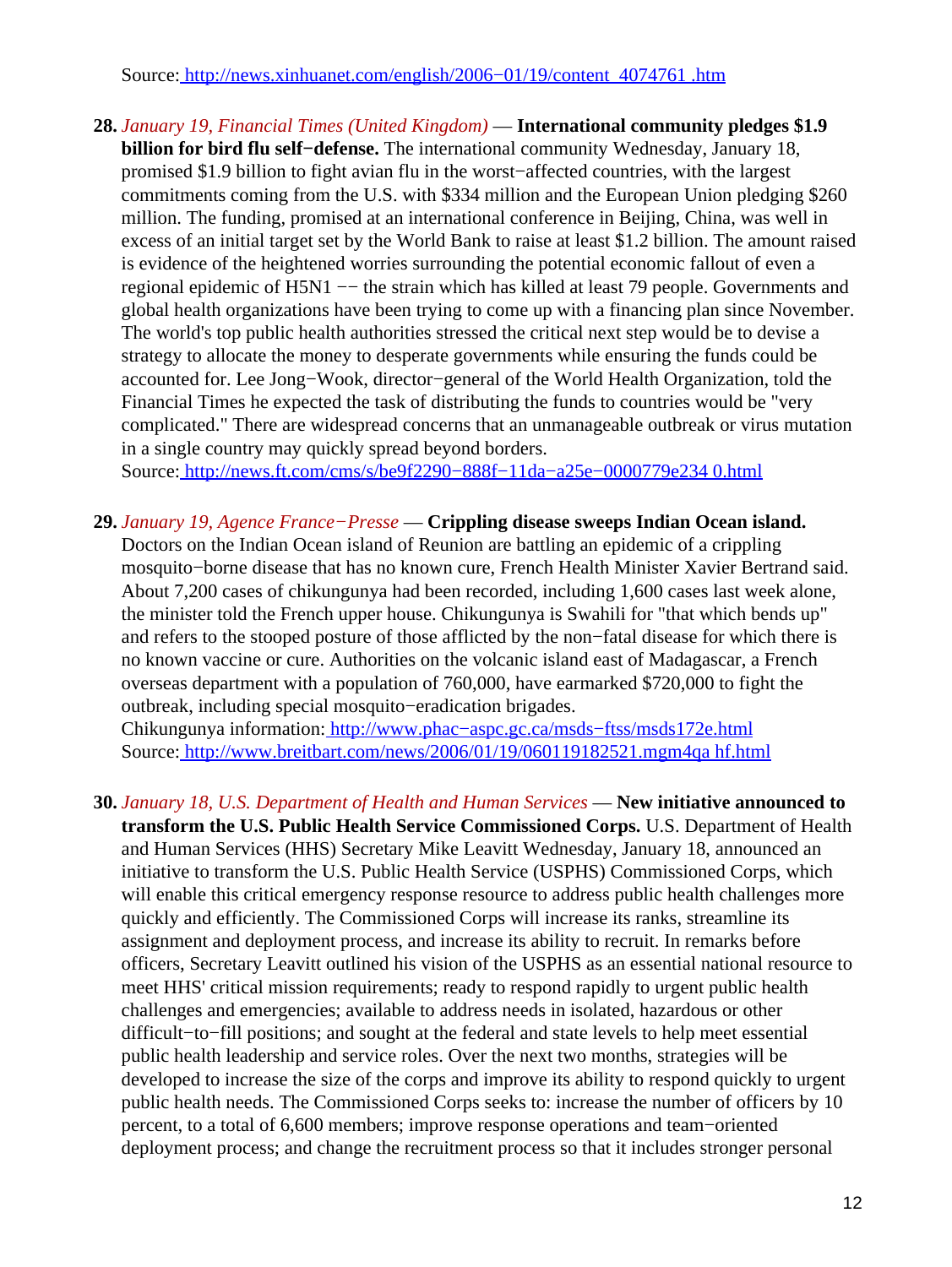Source: http://news.xinhuanet.com/english/2006−01/19/content_4074761.htm

**28.** *January 19, Financial Times (United Kingdom)* — **International community pledges $1.9 billion for bird flu self−defense.** The international community Wednesday, January 18, promised $1.9 billion to fight avian flu in the worst−affected countries, with the largest commitments coming from the U.S. with $334 million and the European Union pledging $260 million. The funding, promised at an international conference in Beijing, China, was well in excess of an initial target set by the World Bank to raise at least $1.2 billion. The amount raised is evidence of the heightened worries surrounding the potential economic fallout of even a regional epidemic of H5N1 −− the strain which has killed at least 79 people. Governments and global health organizations have been trying to come up with a financing plan since November. The world's top public health authorities stressed the critical next step would be to devise a strategy to allocate the money to desperate governments while ensuring the funds could be accounted for. Lee Jong−Wook, director−general of the World Health Organization, told the Financial Times he expected the task of distributing the funds to countries would be "very complicated." There are widespread concerns that an unmanageable outbreak or virus mutation in a single country may quickly spread beyond borders.
Source: http://news.ft.com/cms/s/be9f2290−888f−11da−a25e−0000779e2340.html

**29.** *January 19, Agence France−Presse* — **Crippling disease sweeps Indian Ocean island.** Doctors on the Indian Ocean island of Reunion are battling an epidemic of a crippling mosquito−borne disease that has no known cure, French Health Minister Xavier Bertrand said. About 7,200 cases of chikungunya had been recorded, including 1,600 cases last week alone, the minister told the French upper house. Chikungunya is Swahili for "that which bends up" and refers to the stooped posture of those afflicted by the non−fatal disease for which there is no known vaccine or cure. Authorities on the volcanic island east of Madagascar, a French overseas department with a population of 760,000, have earmarked $720,000 to fight the outbreak, including special mosquito−eradication brigades.
Chikungunya information: http://www.phac−aspc.gc.ca/msds−ftss/msds172e.html
Source: http://www.breitbart.com/news/2006/01/19/060119182521.mgm4qahf.html

**30.** *January 18, U.S. Department of Health and Human Services* — **New initiative announced to transform the U.S. Public Health Service Commissioned Corps.** U.S. Department of Health and Human Services (HHS) Secretary Mike Leavitt Wednesday, January 18, announced an initiative to transform the U.S. Public Health Service (USPHS) Commissioned Corps, which will enable this critical emergency response resource to address public health challenges more quickly and efficiently. The Commissioned Corps will increase its ranks, streamline its assignment and deployment process, and increase its ability to recruit. In remarks before officers, Secretary Leavitt outlined his vision of the USPHS as an essential national resource to meet HHS' critical mission requirements; ready to respond rapidly to urgent public health challenges and emergencies; available to address needs in isolated, hazardous or other difficult−to−fill positions; and sought at the federal and state levels to help meet essential public health leadership and service roles. Over the next two months, strategies will be developed to increase the size of the corps and improve its ability to respond quickly to urgent public health needs. The Commissioned Corps seeks to: increase the number of officers by 10 percent, to a total of 6,600 members; improve response operations and team−oriented deployment process; and change the recruitment process so that it includes stronger personal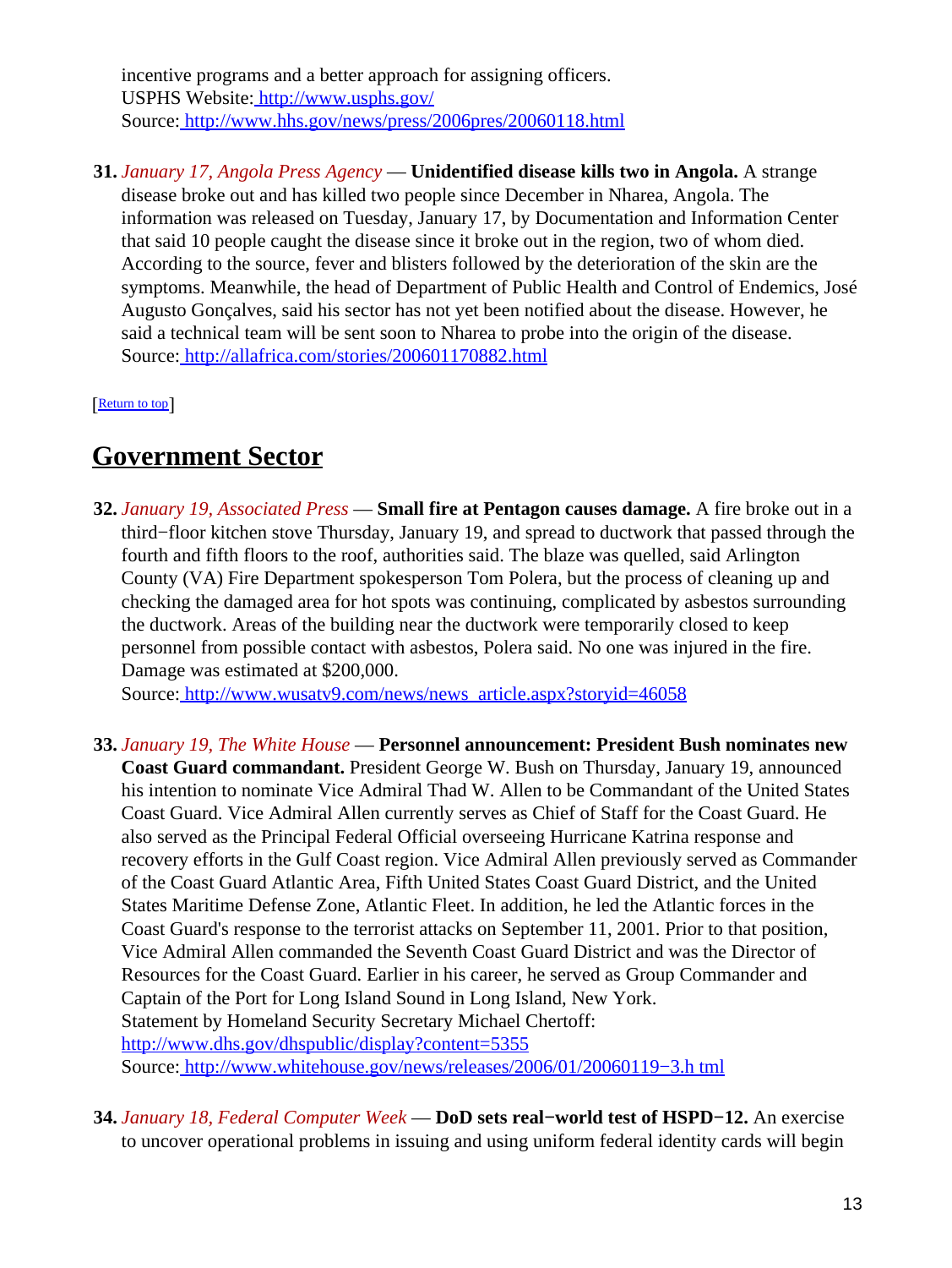incentive programs and a better approach for assigning officers.
USPHS Website: http://www.usphs.gov/
Source: http://www.hhs.gov/news/press/2006pres/20060118.html

31. *January 17, Angola Press Agency* — **Unidentified disease kills two in Angola.** A strange disease broke out and has killed two people since December in Nharea, Angola. The information was released on Tuesday, January 17, by Documentation and Information Center that said 10 people caught the disease since it broke out in the region, two of whom died. According to the source, fever and blisters followed by the deterioration of the skin are the symptoms. Meanwhile, the head of Department of Public Health and Control of Endemics, José Augusto Gonçalves, said his sector has not yet been notified about the disease. However, he said a technical team will be sent soon to Nharea to probe into the origin of the disease.
Source: http://allafrica.com/stories/200601170882.html

[Return to top]

## Government Sector

32. *January 19, Associated Press* — **Small fire at Pentagon causes damage.** A fire broke out in a third−floor kitchen stove Thursday, January 19, and spread to ductwork that passed through the fourth and fifth floors to the roof, authorities said. The blaze was quelled, said Arlington County (VA) Fire Department spokesperson Tom Polera, but the process of cleaning up and checking the damaged area for hot spots was continuing, complicated by asbestos surrounding the ductwork. Areas of the building near the ductwork were temporarily closed to keep personnel from possible contact with asbestos, Polera said. No one was injured in the fire. Damage was estimated at $200,000.
Source: http://www.wusatv9.com/news/news_article.aspx?storyid=46058

33. *January 19, The White House* — **Personnel announcement: President Bush nominates new Coast Guard commandant.** President George W. Bush on Thursday, January 19, announced his intention to nominate Vice Admiral Thad W. Allen to be Commandant of the United States Coast Guard. Vice Admiral Allen currently serves as Chief of Staff for the Coast Guard. He also served as the Principal Federal Official overseeing Hurricane Katrina response and recovery efforts in the Gulf Coast region. Vice Admiral Allen previously served as Commander of the Coast Guard Atlantic Area, Fifth United States Coast Guard District, and the United States Maritime Defense Zone, Atlantic Fleet. In addition, he led the Atlantic forces in the Coast Guard's response to the terrorist attacks on September 11, 2001. Prior to that position, Vice Admiral Allen commanded the Seventh Coast Guard District and was the Director of Resources for the Coast Guard. Earlier in his career, he served as Group Commander and Captain of the Port for Long Island Sound in Long Island, New York.
Statement by Homeland Security Secretary Michael Chertoff:
http://www.dhs.gov/dhspublic/display?content=5355
Source: http://www.whitehouse.gov/news/releases/2006/01/20060119−3.h tml

34. *January 18, Federal Computer Week* — **DoD sets real−world test of HSPD−12.** An exercise to uncover operational problems in issuing and using uniform federal identity cards will begin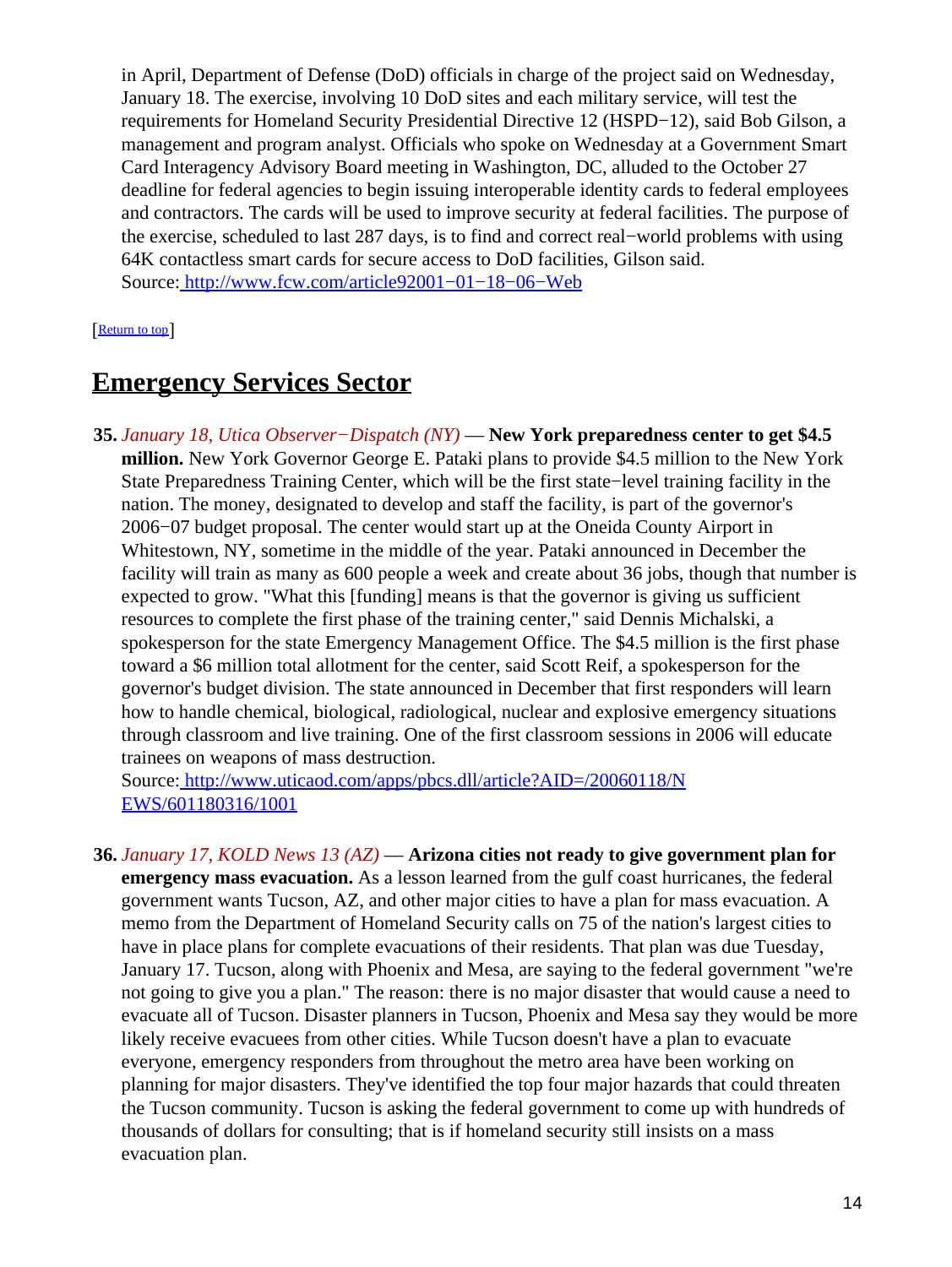in April, Department of Defense (DoD) officials in charge of the project said on Wednesday, January 18. The exercise, involving 10 DoD sites and each military service, will test the requirements for Homeland Security Presidential Directive 12 (HSPD−12), said Bob Gilson, a management and program analyst. Officials who spoke on Wednesday at a Government Smart Card Interagency Advisory Board meeting in Washington, DC, alluded to the October 27 deadline for federal agencies to begin issuing interoperable identity cards to federal employees and contractors. The cards will be used to improve security at federal facilities. The purpose of the exercise, scheduled to last 287 days, is to find and correct real−world problems with using 64K contactless smart cards for secure access to DoD facilities, Gilson said.
Source: [http://www.fcw.com/article92001−01−18−06−Web](http://www.fcw.com/article92001-01-18-06-Web)

[Return to top]

## Emergency Services Sector

**35.** *January 18, Utica Observer−Dispatch (NY)* — **New York preparedness center to get $4.5 million.** New York Governor George E. Pataki plans to provide $4.5 million to the New York State Preparedness Training Center, which will be the first state−level training facility in the nation. The money, designated to develop and staff the facility, is part of the governor's 2006−07 budget proposal. The center would start up at the Oneida County Airport in Whitestown, NY, sometime in the middle of the year. Pataki announced in December the facility will train as many as 600 people a week and create about 36 jobs, though that number is expected to grow. "What this [funding] means is that the governor is giving us sufficient resources to complete the first phase of the training center," said Dennis Michalski, a spokesperson for the state Emergency Management Office. The $4.5 million is the first phase toward a $6 million total allotment for the center, said Scott Reif, a spokesperson for the governor's budget division. The state announced in December that first responders will learn how to handle chemical, biological, radiological, nuclear and explosive emergency situations through classroom and live training. One of the first classroom sessions in 2006 will educate trainees on weapons of mass destruction.
Source: [http://www.uticaod.com/apps/pbcs.dll/article?AID=/20060118/NEWS/601180316/1001](http://www.uticaod.com/apps/pbcs.dll/article?AID=/20060118/NEWS/601180316/1001)

**36.** *January 17, KOLD News 13 (AZ)* — **Arizona cities not ready to give government plan for emergency mass evacuation.** As a lesson learned from the gulf coast hurricanes, the federal government wants Tucson, AZ, and other major cities to have a plan for mass evacuation. A memo from the Department of Homeland Security calls on 75 of the nation's largest cities to have in place plans for complete evacuations of their residents. That plan was due Tuesday, January 17. Tucson, along with Phoenix and Mesa, are saying to the federal government "we're not going to give you a plan." The reason: there is no major disaster that would cause a need to evacuate all of Tucson. Disaster planners in Tucson, Phoenix and Mesa say they would be more likely receive evacuees from other cities. While Tucson doesn't have a plan to evacuate everyone, emergency responders from throughout the metro area have been working on planning for major disasters. They've identified the top four major hazards that could threaten the Tucson community. Tucson is asking the federal government to come up with hundreds of thousands of dollars for consulting; that is if homeland security still insists on a mass evacuation plan.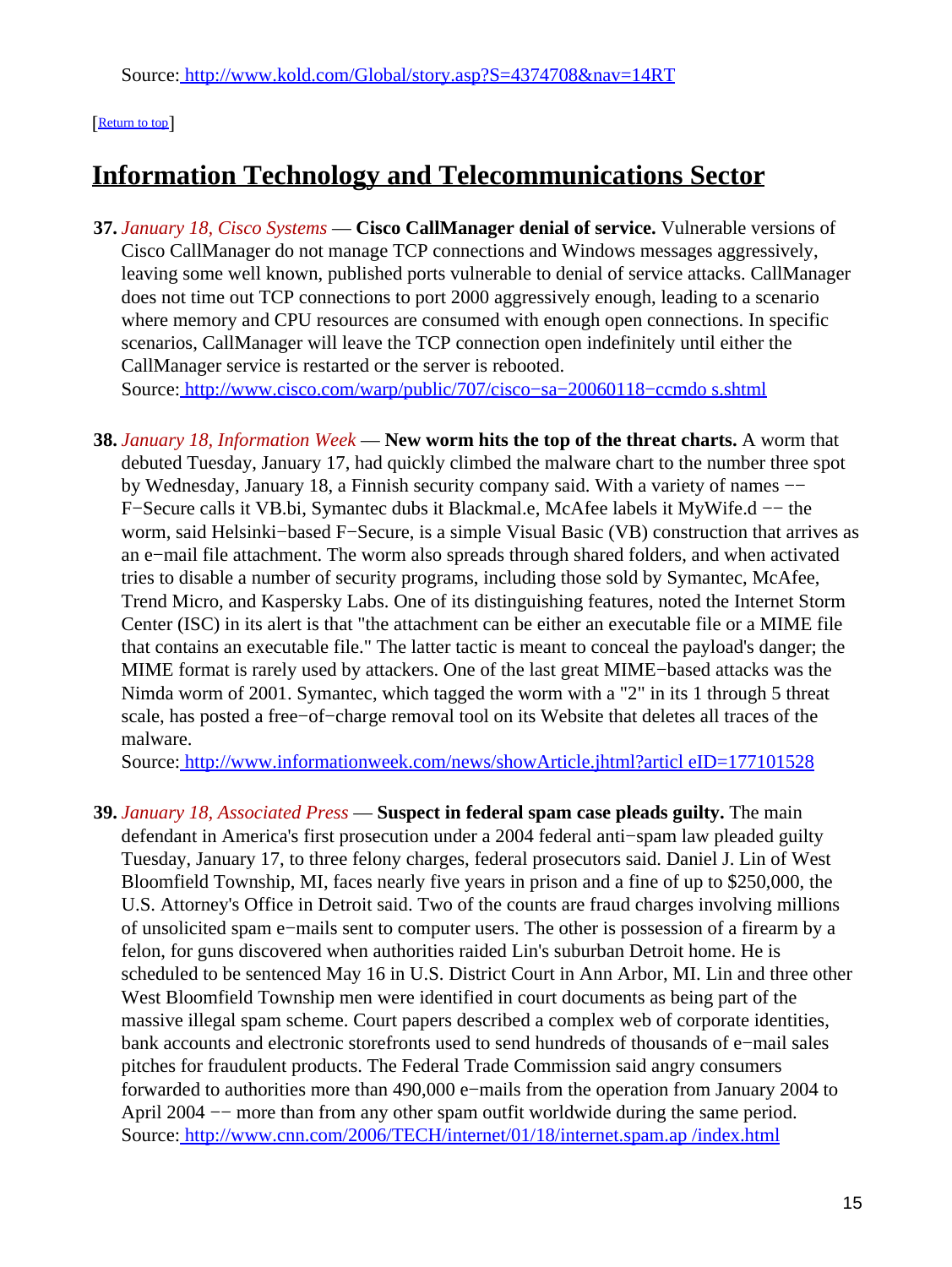Source: http://www.kold.com/Global/story.asp?S=4374708&nav=14RT

[Return to top]

## Information Technology and Telecommunications Sector

**37.** *January 18, Cisco Systems* — **Cisco CallManager denial of service.** Vulnerable versions of Cisco CallManager do not manage TCP connections and Windows messages aggressively, leaving some well known, published ports vulnerable to denial of service attacks. CallManager does not time out TCP connections to port 2000 aggressively enough, leading to a scenario where memory and CPU resources are consumed with enough open connections. In specific scenarios, CallManager will leave the TCP connection open indefinitely until either the CallManager service is restarted or the server is rebooted.
Source: http://www.cisco.com/warp/public/707/cisco−sa−20060118−ccmdo s.shtml

**38.** *January 18, Information Week* — **New worm hits the top of the threat charts.** A worm that debuted Tuesday, January 17, had quickly climbed the malware chart to the number three spot by Wednesday, January 18, a Finnish security company said. With a variety of names −− F−Secure calls it VB.bi, Symantec dubs it Blackmal.e, McAfee labels it MyWife.d −− the worm, said Helsinki−based F−Secure, is a simple Visual Basic (VB) construction that arrives as an e−mail file attachment. The worm also spreads through shared folders, and when activated tries to disable a number of security programs, including those sold by Symantec, McAfee, Trend Micro, and Kaspersky Labs. One of its distinguishing features, noted the Internet Storm Center (ISC) in its alert is that "the attachment can be either an executable file or a MIME file that contains an executable file." The latter tactic is meant to conceal the payload's danger; the MIME format is rarely used by attackers. One of the last great MIME−based attacks was the Nimda worm of 2001. Symantec, which tagged the worm with a "2" in its 1 through 5 threat scale, has posted a free−of−charge removal tool on its Website that deletes all traces of the malware.
Source: http://www.informationweek.com/news/showArticle.jhtml?articl eID=177101528

**39.** *January 18, Associated Press* — **Suspect in federal spam case pleads guilty.** The main defendant in America's first prosecution under a 2004 federal anti−spam law pleaded guilty Tuesday, January 17, to three felony charges, federal prosecutors said. Daniel J. Lin of West Bloomfield Township, MI, faces nearly five years in prison and a fine of up to $250,000, the U.S. Attorney's Office in Detroit said. Two of the counts are fraud charges involving millions of unsolicited spam e−mails sent to computer users. The other is possession of a firearm by a felon, for guns discovered when authorities raided Lin's suburban Detroit home. He is scheduled to be sentenced May 16 in U.S. District Court in Ann Arbor, MI. Lin and three other West Bloomfield Township men were identified in court documents as being part of the massive illegal spam scheme. Court papers described a complex web of corporate identities, bank accounts and electronic storefronts used to send hundreds of thousands of e−mail sales pitches for fraudulent products. The Federal Trade Commission said angry consumers forwarded to authorities more than 490,000 e−mails from the operation from January 2004 to April 2004 −− more than from any other spam outfit worldwide during the same period.
Source: http://www.cnn.com/2006/TECH/internet/01/18/internet.spam.ap /index.html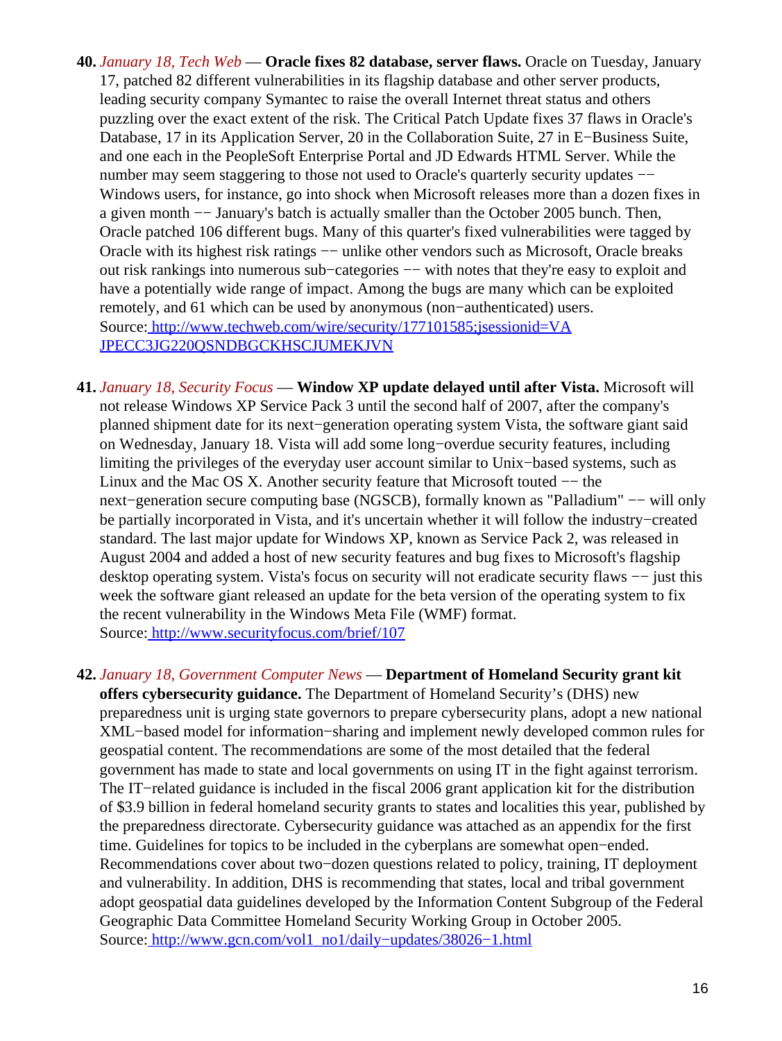40. *January 18, Tech Web* — **Oracle fixes 82 database, server flaws.** Oracle on Tuesday, January 17, patched 82 different vulnerabilities in its flagship database and other server products, leading security company Symantec to raise the overall Internet threat status and others puzzling over the exact extent of the risk. The Critical Patch Update fixes 37 flaws in Oracle's Database, 17 in its Application Server, 20 in the Collaboration Suite, 27 in E−Business Suite, and one each in the PeopleSoft Enterprise Portal and JD Edwards HTML Server. While the number may seem staggering to those not used to Oracle's quarterly security updates −− Windows users, for instance, go into shock when Microsoft releases more than a dozen fixes in a given month −− January's batch is actually smaller than the October 2005 bunch. Then, Oracle patched 106 different bugs. Many of this quarter's fixed vulnerabilities were tagged by Oracle with its highest risk ratings −− unlike other vendors such as Microsoft, Oracle breaks out risk rankings into numerous sub−categories −− with notes that they're easy to exploit and have a potentially wide range of impact. Among the bugs are many which can be exploited remotely, and 61 which can be used by anonymous (non−authenticated) users.
Source: http://www.techweb.com/wire/security/177101585;jsessionid=VAJPECC3JG220QSNDBGCKHSCJUMEKJVN

41. *January 18, Security Focus* — **Window XP update delayed until after Vista.** Microsoft will not release Windows XP Service Pack 3 until the second half of 2007, after the company's planned shipment date for its next−generation operating system Vista, the software giant said on Wednesday, January 18. Vista will add some long−overdue security features, including limiting the privileges of the everyday user account similar to Unix−based systems, such as Linux and the Mac OS X. Another security feature that Microsoft touted −− the next−generation secure computing base (NGSCB), formally known as "Palladium" −− will only be partially incorporated in Vista, and it's uncertain whether it will follow the industry−created standard. The last major update for Windows XP, known as Service Pack 2, was released in August 2004 and added a host of new security features and bug fixes to Microsoft's flagship desktop operating system. Vista's focus on security will not eradicate security flaws −− just this week the software giant released an update for the beta version of the operating system to fix the recent vulnerability in the Windows Meta File (WMF) format.
Source: http://www.securityfocus.com/brief/107

42. *January 18, Government Computer News* — **Department of Homeland Security grant kit offers cybersecurity guidance.** The Department of Homeland Security's (DHS) new preparedness unit is urging state governors to prepare cybersecurity plans, adopt a new national XML−based model for information−sharing and implement newly developed common rules for geospatial content. The recommendations are some of the most detailed that the federal government has made to state and local governments on using IT in the fight against terrorism. The IT−related guidance is included in the fiscal 2006 grant application kit for the distribution of $3.9 billion in federal homeland security grants to states and localities this year, published by the preparedness directorate. Cybersecurity guidance was attached as an appendix for the first time. Guidelines for topics to be included in the cyberplans are somewhat open−ended. Recommendations cover about two−dozen questions related to policy, training, IT deployment and vulnerability. In addition, DHS is recommending that states, local and tribal government adopt geospatial data guidelines developed by the Information Content Subgroup of the Federal Geographic Data Committee Homeland Security Working Group in October 2005.
Source: http://www.gcn.com/vol1_no1/daily−updates/38026−1.html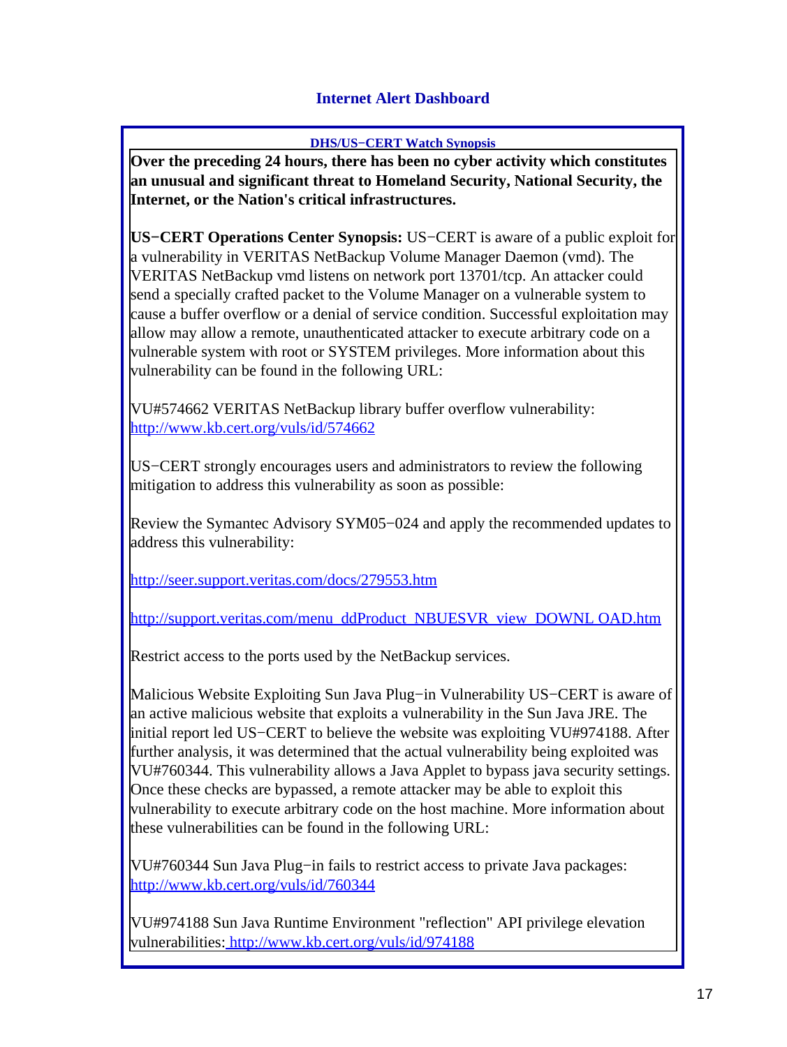# Internet Alert Dashboard

**DHS/US−CERT Watch Synopsis**

**Over the preceding 24 hours, there has been no cyber activity which constitutes an unusual and significant threat to Homeland Security, National Security, the Internet, or the Nation's critical infrastructures.**

**US−CERT Operations Center Synopsis:** US−CERT is aware of a public exploit for a vulnerability in VERITAS NetBackup Volume Manager Daemon (vmd). The VERITAS NetBackup vmd listens on network port 13701/tcp. An attacker could send a specially crafted packet to the Volume Manager on a vulnerable system to cause a buffer overflow or a denial of service condition. Successful exploitation may allow may allow a remote, unauthenticated attacker to execute arbitrary code on a vulnerable system with root or SYSTEM privileges. More information about this vulnerability can be found in the following URL:

VU#574662 VERITAS NetBackup library buffer overflow vulnerability: http://www.kb.cert.org/vuls/id/574662

US−CERT strongly encourages users and administrators to review the following mitigation to address this vulnerability as soon as possible:

Review the Symantec Advisory SYM05−024 and apply the recommended updates to address this vulnerability:

http://seer.support.veritas.com/docs/279553.htm

http://support.veritas.com/menu_ddProduct_NBUESVR_view_DOWNL OAD.htm

Restrict access to the ports used by the NetBackup services.

Malicious Website Exploiting Sun Java Plug−in Vulnerability US−CERT is aware of an active malicious website that exploits a vulnerability in the Sun Java JRE. The initial report led US−CERT to believe the website was exploiting VU#974188. After further analysis, it was determined that the actual vulnerability being exploited was VU#760344. This vulnerability allows a Java Applet to bypass java security settings. Once these checks are bypassed, a remote attacker may be able to exploit this vulnerability to execute arbitrary code on the host machine. More information about these vulnerabilities can be found in the following URL:

VU#760344 Sun Java Plug−in fails to restrict access to private Java packages: http://www.kb.cert.org/vuls/id/760344

VU#974188 Sun Java Runtime Environment "reflection" API privilege elevation vulnerabilities: http://www.kb.cert.org/vuls/id/974188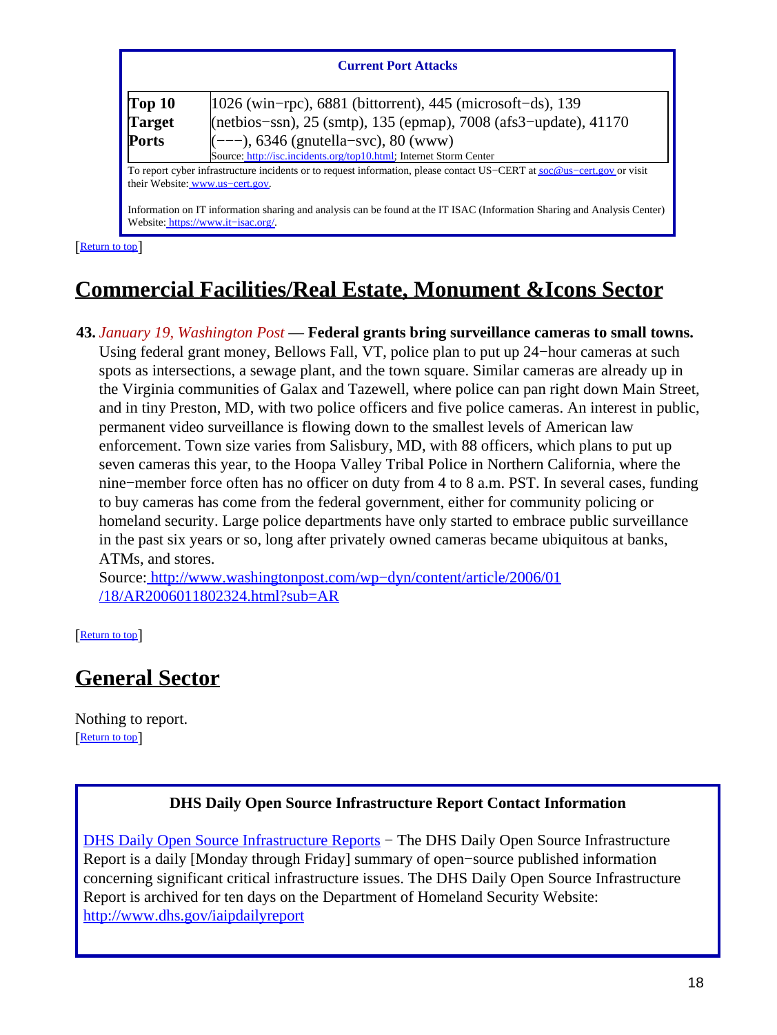**Current Port Attacks**

| Top 10 Target Ports | 1026 (win−rpc), 6881 (bittorrent), 445 (microsoft−ds), 139 (netbios−ssn), 25 (smtp), 135 (epmap), 7008 (afs3−update), 41170 (−−−), 6346 (gnutella−svc), 80 (www)<br>Source: http://isc.incidents.org/top10.html; Internet Storm Center |
|---|---|

To report cyber infrastructure incidents or to request information, please contact US−CERT at soc@us−cert.gov or visit their Website: www.us−cert.gov.

Information on IT information sharing and analysis can be found at the IT ISAC (Information Sharing and Analysis Center) Website: https://www.it−isac.org/.

[Return to top]

## Commercial Facilities/Real Estate, Monument &Icons Sector

**43.** *January 19, Washington Post* — **Federal grants bring surveillance cameras to small towns.** Using federal grant money, Bellows Fall, VT, police plan to put up 24−hour cameras at such spots as intersections, a sewage plant, and the town square. Similar cameras are already up in the Virginia communities of Galax and Tazewell, where police can pan right down Main Street, and in tiny Preston, MD, with two police officers and five police cameras. An interest in public, permanent video surveillance is flowing down to the smallest levels of American law enforcement. Town size varies from Salisbury, MD, with 88 officers, which plans to put up seven cameras this year, to the Hoopa Valley Tribal Police in Northern California, where the nine−member force often has no officer on duty from 4 to 8 a.m. PST. In several cases, funding to buy cameras has come from the federal government, either for community policing or homeland security. Large police departments have only started to embrace public surveillance in the past six years or so, long after privately owned cameras became ubiquitous at banks, ATMs, and stores.
Source: http://www.washingtonpost.com/wp−dyn/content/article/2006/01/18/AR2006011802324.html?sub=AR

[Return to top]

## General Sector

Nothing to report.
[Return to top]

**DHS Daily Open Source Infrastructure Report Contact Information**

DHS Daily Open Source Infrastructure Reports − The DHS Daily Open Source Infrastructure Report is a daily [Monday through Friday] summary of open−source published information concerning significant critical infrastructure issues. The DHS Daily Open Source Infrastructure Report is archived for ten days on the Department of Homeland Security Website: http://www.dhs.gov/iaipdailyreport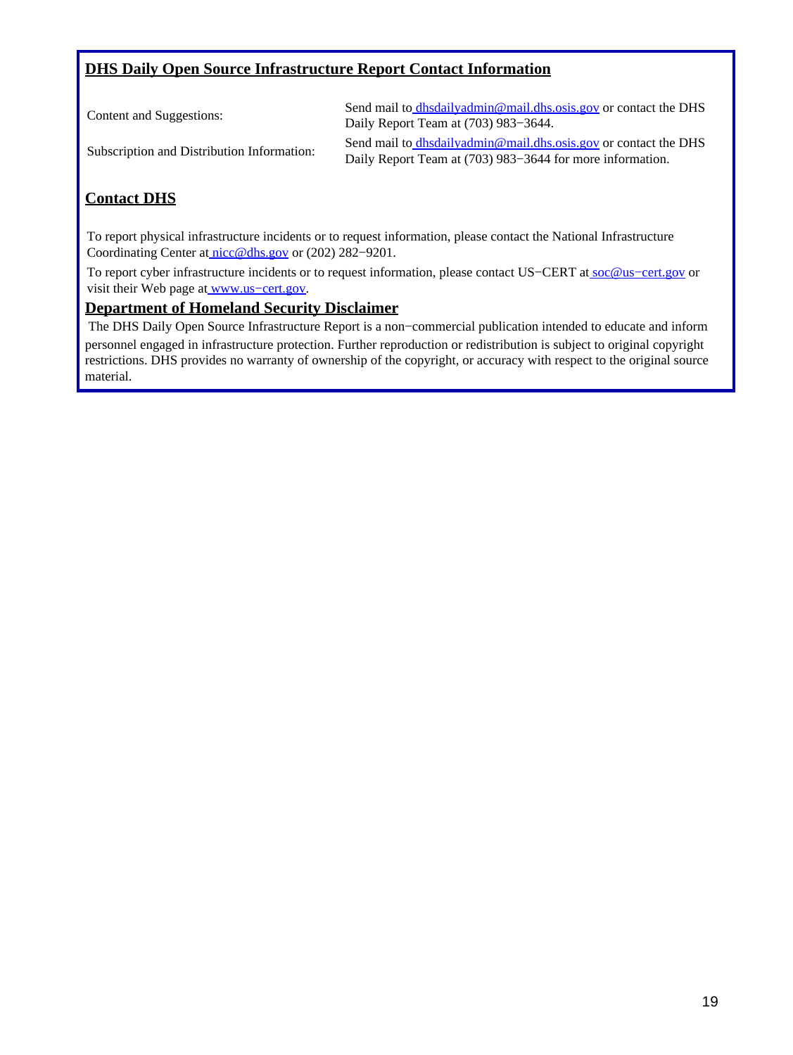## DHS Daily Open Source Infrastructure Report Contact Information

| | |
|---|---|
| Content and Suggestions: | Send mail to dhsdailyadmin@mail.dhs.osis.gov or contact the DHS Daily Report Team at (703) 983−3644. |
| Subscription and Distribution Information: | Send mail to dhsdailyadmin@mail.dhs.osis.gov or contact the DHS Daily Report Team at (703) 983−3644 for more information. |

## Contact DHS

To report physical infrastructure incidents or to request information, please contact the National Infrastructure Coordinating Center at nicc@dhs.gov or (202) 282−9201.

To report cyber infrastructure incidents or to request information, please contact US−CERT at soc@us−cert.gov or visit their Web page at www.us−cert.gov.

## Department of Homeland Security Disclaimer

The DHS Daily Open Source Infrastructure Report is a non−commercial publication intended to educate and inform personnel engaged in infrastructure protection. Further reproduction or redistribution is subject to original copyright restrictions. DHS provides no warranty of ownership of the copyright, or accuracy with respect to the original source material.